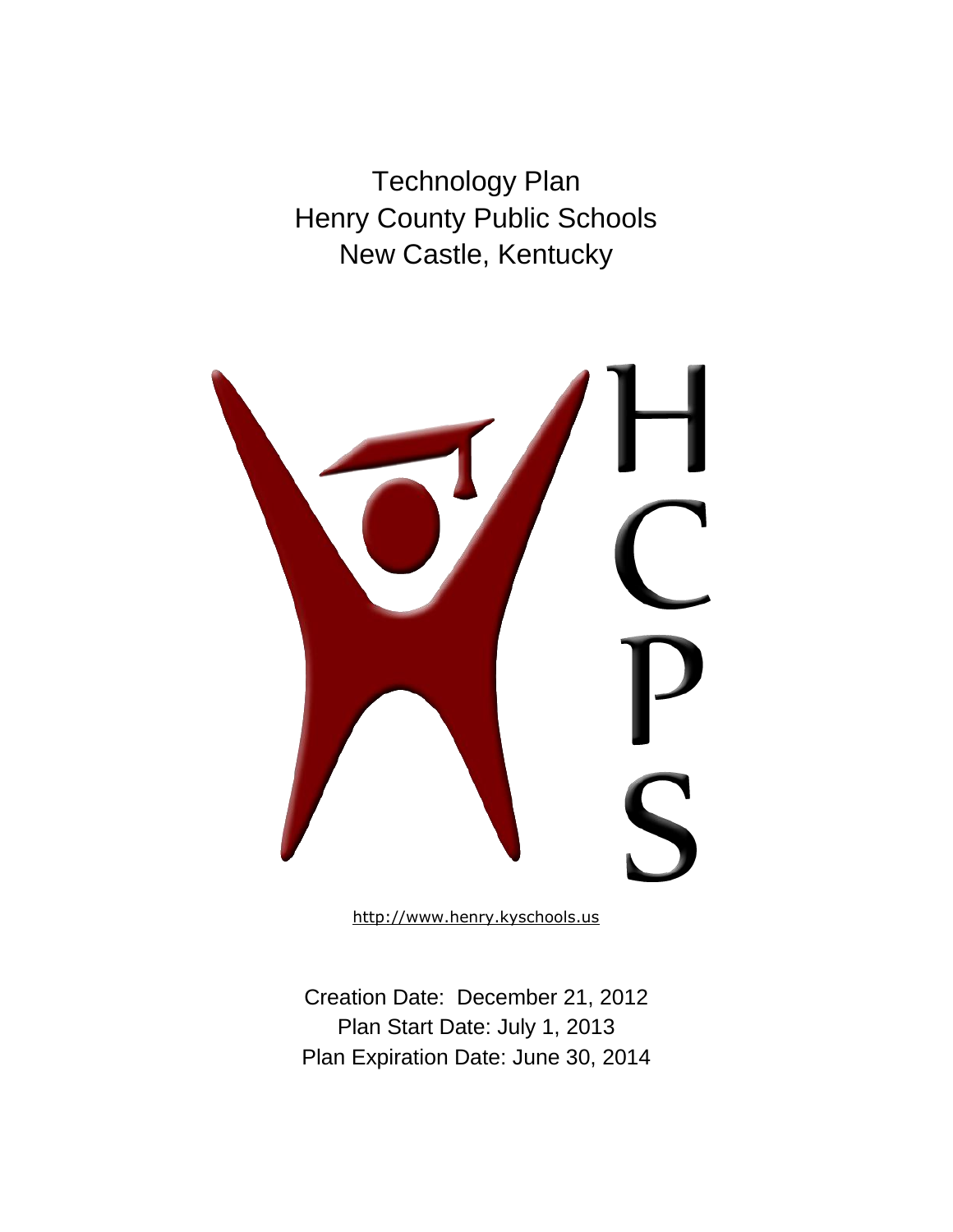# Technology Plan
# Henry County Public Schools
# New Castle, Kentucky

HCPS

http://www.henry.kyschools.us

Creation Date: December 21, 2012

Plan Start Date: July 1, 2013

Plan Expiration Date: June 30, 2014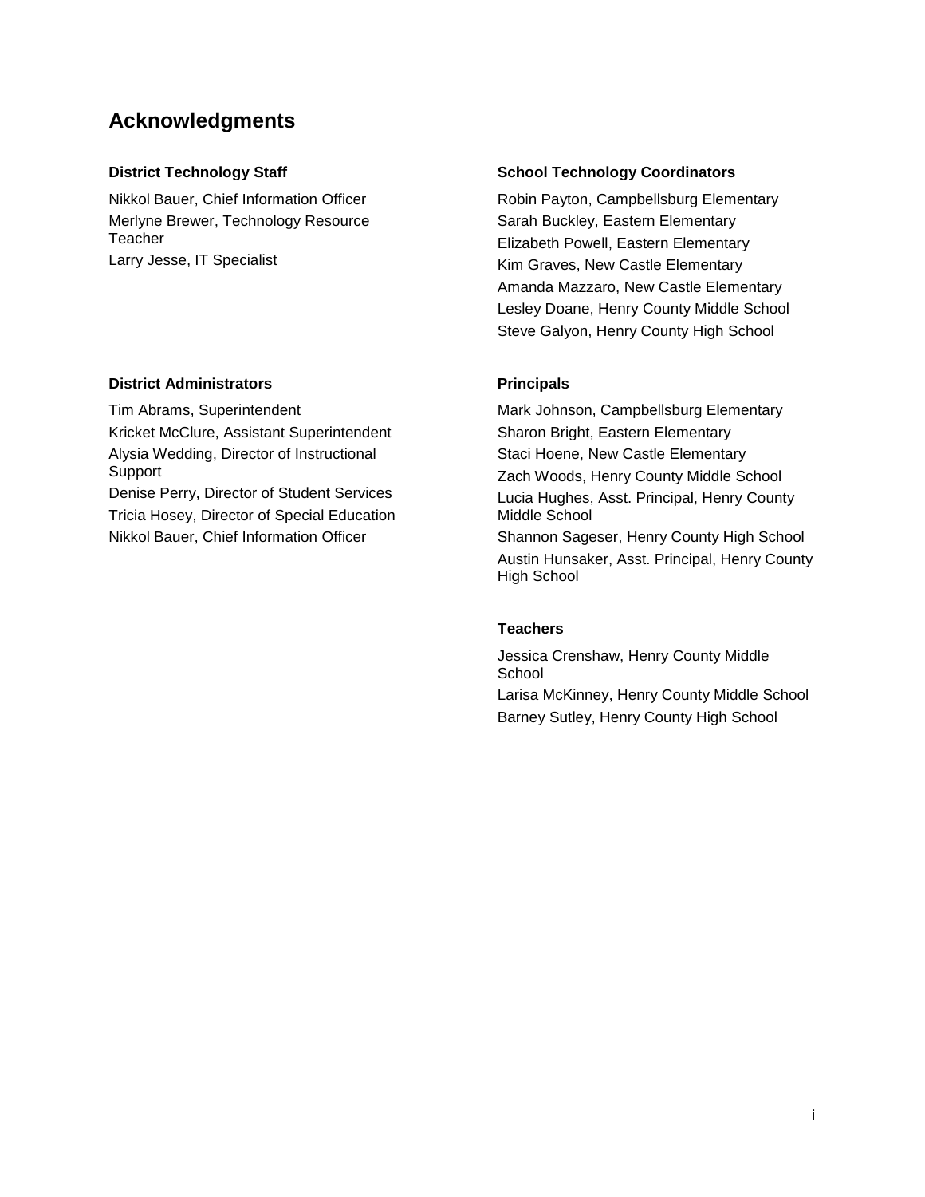## Acknowledgments

### District Technology Staff

Nikkol Bauer, Chief Information Officer
Merlyne Brewer, Technology Resource Teacher
Larry Jesse, IT Specialist

### District Administrators

Tim Abrams, Superintendent
Kricket McClure, Assistant Superintendent
Alysia Wedding, Director of Instructional Support
Denise Perry, Director of Student Services
Tricia Hosey, Director of Special Education
Nikkol Bauer, Chief Information Officer

### School Technology Coordinators

Robin Payton, Campbellsburg Elementary
Sarah Buckley, Eastern Elementary
Elizabeth Powell, Eastern Elementary
Kim Graves, New Castle Elementary
Amanda Mazzaro, New Castle Elementary
Lesley Doane, Henry County Middle School
Steve Galyon, Henry County High School

### Principals

Mark Johnson, Campbellsburg Elementary
Sharon Bright, Eastern Elementary
Staci Hoene, New Castle Elementary
Zach Woods, Henry County Middle School
Lucia Hughes, Asst. Principal, Henry County Middle School
Shannon Sageser, Henry County High School
Austin Hunsaker, Asst. Principal, Henry County High School

### Teachers

Jessica Crenshaw, Henry County Middle School
Larisa McKinney, Henry County Middle School
Barney Sutley, Henry County High School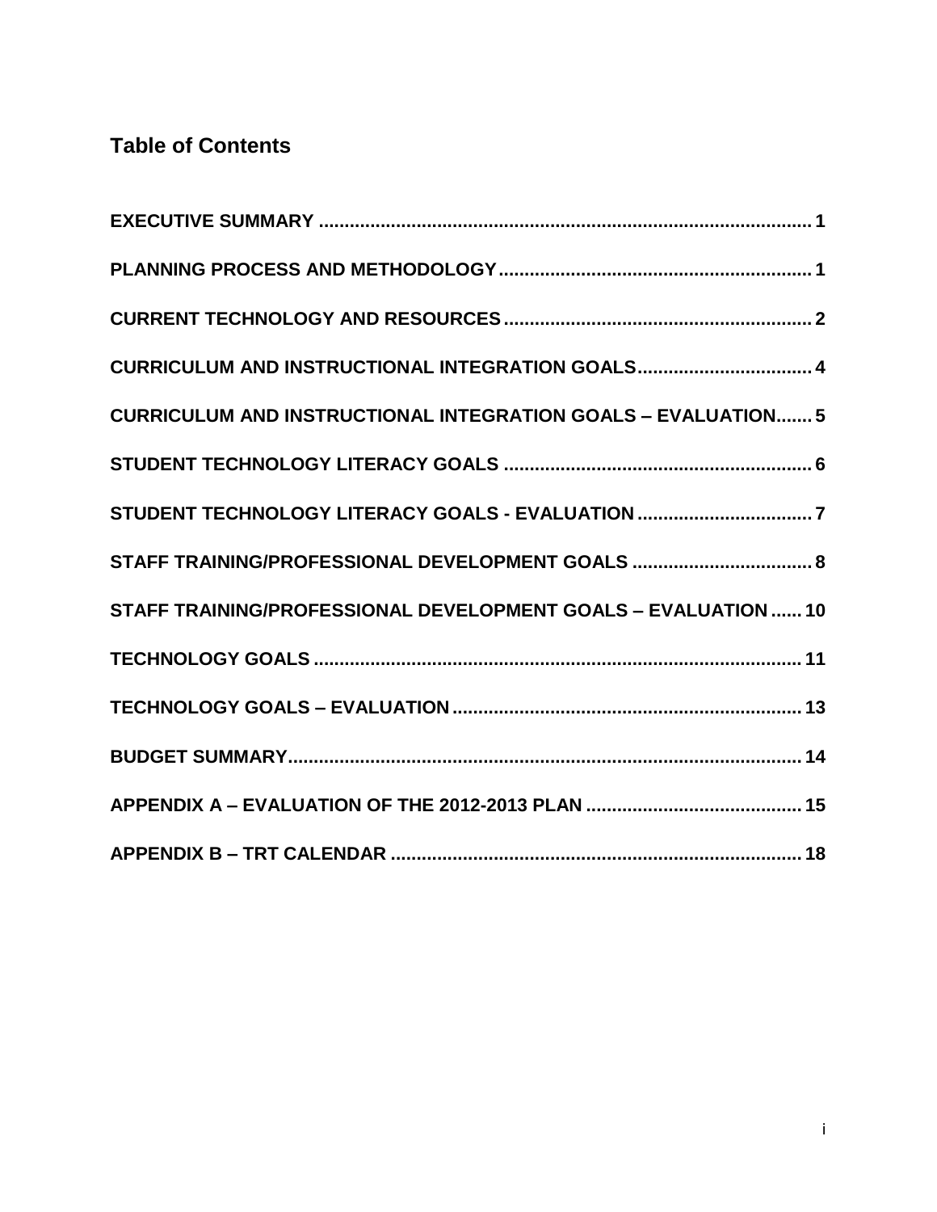## Table of Contents

EXECUTIVE SUMMARY ..... 1

PLANNING PROCESS AND METHODOLOGY ..... 1

CURRENT TECHNOLOGY AND RESOURCES ..... 2

CURRICULUM AND INSTRUCTIONAL INTEGRATION GOALS ..... 4

CURRICULUM AND INSTRUCTIONAL INTEGRATION GOALS – EVALUATION ..... 5

STUDENT TECHNOLOGY LITERACY GOALS ..... 6

STUDENT TECHNOLOGY LITERACY GOALS - EVALUATION ..... 7

STAFF TRAINING/PROFESSIONAL DEVELOPMENT GOALS ..... 8

STAFF TRAINING/PROFESSIONAL DEVELOPMENT GOALS – EVALUATION ..... 10

TECHNOLOGY GOALS ..... 11

TECHNOLOGY GOALS – EVALUATION ..... 13

BUDGET SUMMARY ..... 14

APPENDIX A – EVALUATION OF THE 2012-2013 PLAN ..... 15

APPENDIX B – TRT CALENDAR ..... 18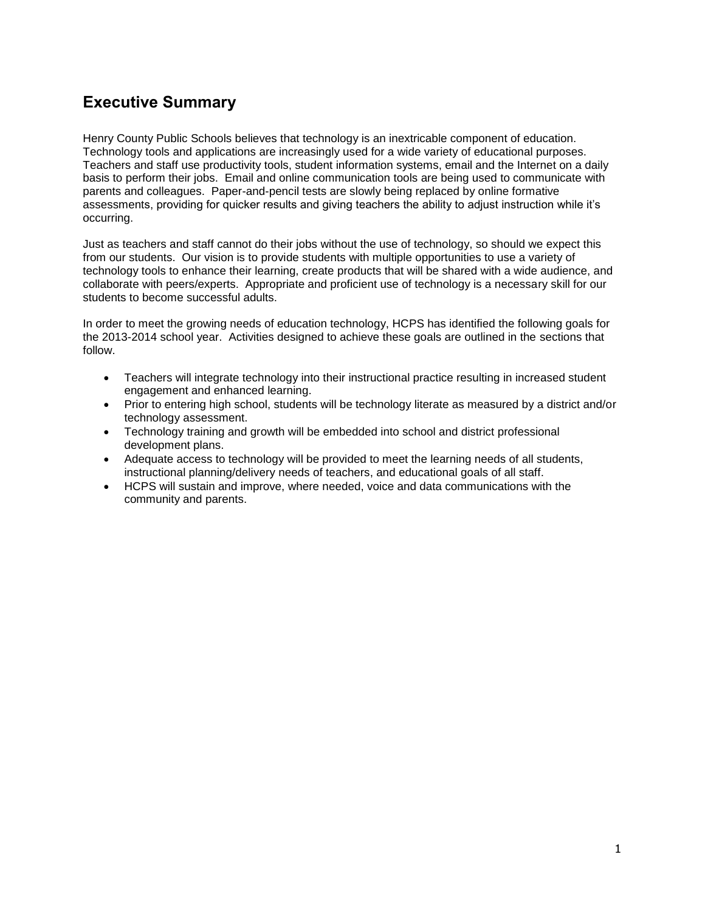## Executive Summary

Henry County Public Schools believes that technology is an inextricable component of education. Technology tools and applications are increasingly used for a wide variety of educational purposes. Teachers and staff use productivity tools, student information systems, email and the Internet on a daily basis to perform their jobs. Email and online communication tools are being used to communicate with parents and colleagues. Paper-and-pencil tests are slowly being replaced by online formative assessments, providing for quicker results and giving teachers the ability to adjust instruction while it's occurring.

Just as teachers and staff cannot do their jobs without the use of technology, so should we expect this from our students. Our vision is to provide students with multiple opportunities to use a variety of technology tools to enhance their learning, create products that will be shared with a wide audience, and collaborate with peers/experts. Appropriate and proficient use of technology is a necessary skill for our students to become successful adults.

In order to meet the growing needs of education technology, HCPS has identified the following goals for the 2013-2014 school year. Activities designed to achieve these goals are outlined in the sections that follow.

- Teachers will integrate technology into their instructional practice resulting in increased student engagement and enhanced learning.
- Prior to entering high school, students will be technology literate as measured by a district and/or technology assessment.
- Technology training and growth will be embedded into school and district professional development plans.
- Adequate access to technology will be provided to meet the learning needs of all students, instructional planning/delivery needs of teachers, and educational goals of all staff.
- HCPS will sustain and improve, where needed, voice and data communications with the community and parents.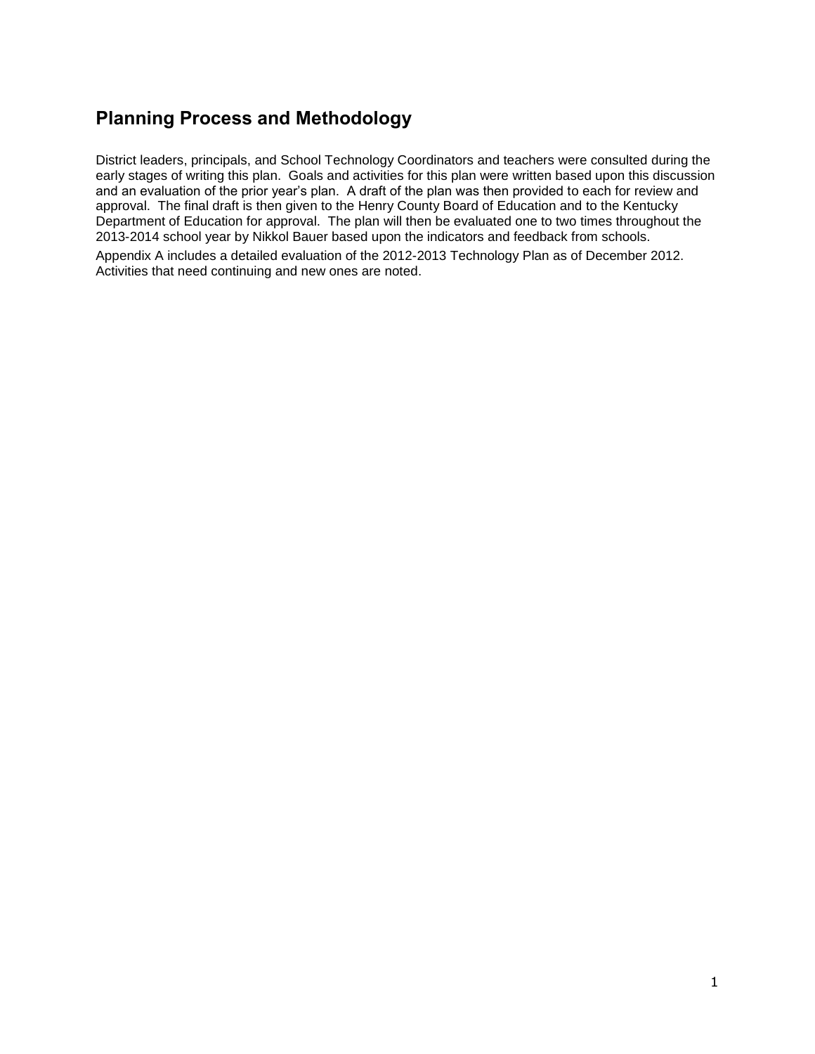## Planning Process and Methodology

District leaders, principals, and School Technology Coordinators and teachers were consulted during the early stages of writing this plan. Goals and activities for this plan were written based upon this discussion and an evaluation of the prior year's plan. A draft of the plan was then provided to each for review and approval. The final draft is then given to the Henry County Board of Education and to the Kentucky Department of Education for approval. The plan will then be evaluated one to two times throughout the 2013-2014 school year by Nikkol Bauer based upon the indicators and feedback from schools.

Appendix A includes a detailed evaluation of the 2012-2013 Technology Plan as of December 2012. Activities that need continuing and new ones are noted.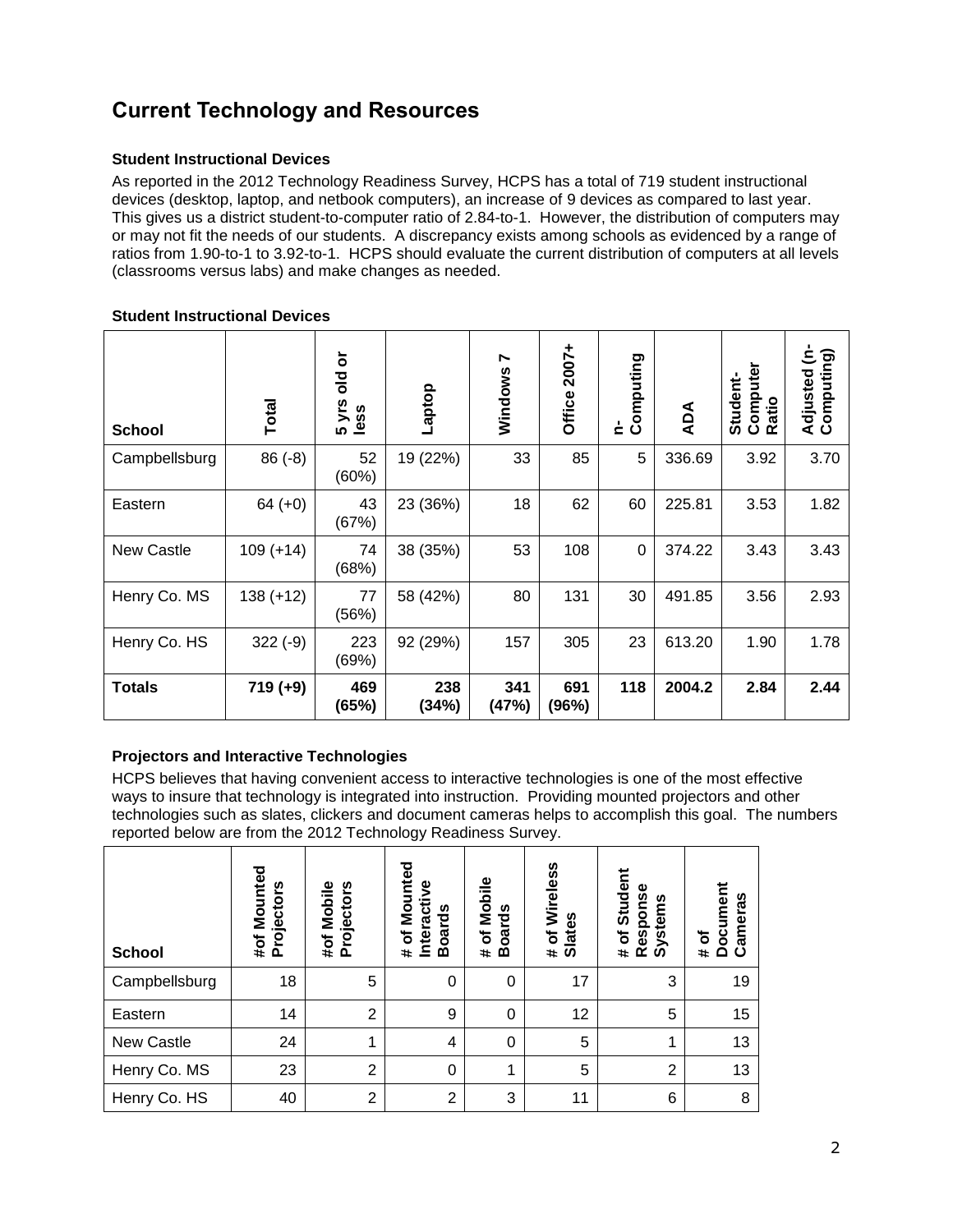## Current Technology and Resources

### Student Instructional Devices

As reported in the 2012 Technology Readiness Survey, HCPS has a total of 719 student instructional devices (desktop, laptop, and netbook computers), an increase of 9 devices as compared to last year. This gives us a district student-to-computer ratio of 2.84-to-1. However, the distribution of computers may or may not fit the needs of our students. A discrepancy exists among schools as evidenced by a range of ratios from 1.90-to-1 to 3.92-to-1. HCPS should evaluate the current distribution of computers at all levels (classrooms versus labs) and make changes as needed.

**Student Instructional Devices**

| School | Total | 5 yrs old or less | Laptop | Windows 7 | Office 2007+ | n-Computing | ADA | Student-Computer Ratio | Adjusted (n-Computing) |
|---|---|---|---|---|---|---|---|---|---|
| Campbellsburg | 86 (-8) | 52 (60%) | 19 (22%) | 33 | 85 | 5 | 336.69 | 3.92 | 3.70 |
| Eastern | 64 (+0) | 43 (67%) | 23 (36%) | 18 | 62 | 60 | 225.81 | 3.53 | 1.82 |
| New Castle | 109 (+14) | 74 (68%) | 38 (35%) | 53 | 108 | 0 | 374.22 | 3.43 | 3.43 |
| Henry Co. MS | 138 (+12) | 77 (56%) | 58 (42%) | 80 | 131 | 30 | 491.85 | 3.56 | 2.93 |
| Henry Co. HS | 322 (-9) | 223 (69%) | 92 (29%) | 157 | 305 | 23 | 613.20 | 1.90 | 1.78 |
| **Totals** | **719 (+9)** | **469 (65%)** | **238 (34%)** | **341 (47%)** | **691 (96%)** | **118** | **2004.2** | **2.84** | **2.44** |

### Projectors and Interactive Technologies

HCPS believes that having convenient access to interactive technologies is one of the most effective ways to insure that technology is integrated into instruction. Providing mounted projectors and other technologies such as slates, clickers and document cameras helps to accomplish this goal. The numbers reported below are from the 2012 Technology Readiness Survey.

| School | #of Mounted Projectors | #of Mobile Projectors | # of Mounted Interactive Boards | # of Mobile Boards | # of Wireless Slates | # of Student Response Systems | # of Document Cameras |
|---|---|---|---|---|---|---|---|
| Campbellsburg | 18 | 5 | 0 | 0 | 17 | 3 | 19 |
| Eastern | 14 | 2 | 9 | 0 | 12 | 5 | 15 |
| New Castle | 24 | 1 | 4 | 0 | 5 | 1 | 13 |
| Henry Co. MS | 23 | 2 | 0 | 1 | 5 | 2 | 13 |
| Henry Co. HS | 40 | 2 | 2 | 3 | 11 | 6 | 8 |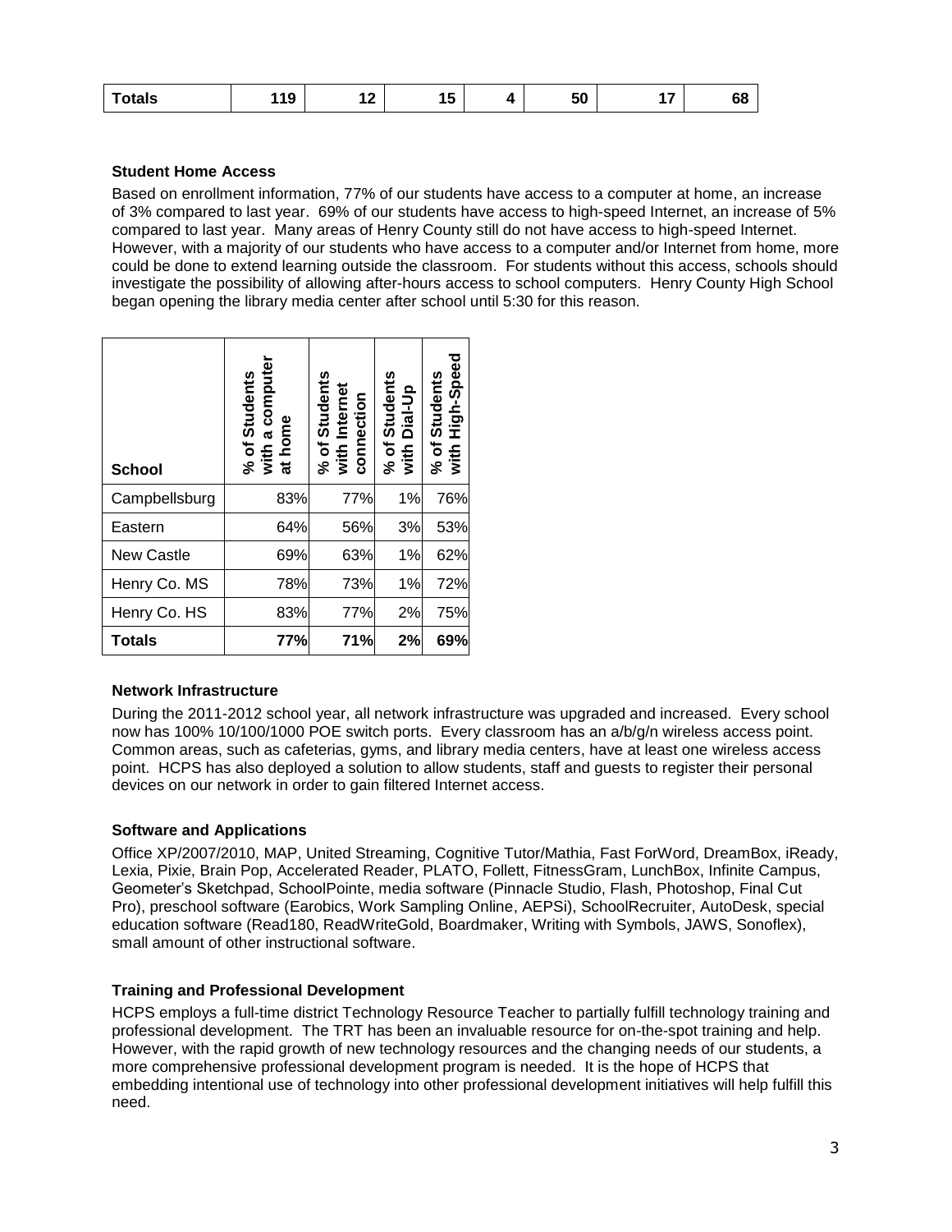| Totals | 119 | 12 | 15 | 4 | 50 | 17 | 68 |
|---|---|---|---|---|---|---|---|

**Student Home Access**

Based on enrollment information, 77% of our students have access to a computer at home, an increase of 3% compared to last year. 69% of our students have access to high-speed Internet, an increase of 5% compared to last year. Many areas of Henry County still do not have access to high-speed Internet. However, with a majority of our students who have access to a computer and/or Internet from home, more could be done to extend learning outside the classroom. For students without this access, schools should investigate the possibility of allowing after-hours access to school computers. Henry County High School began opening the library media center after school until 5:30 for this reason.

| School | % of Students with a computer at home | % of Students with Internet connection | % of Students with Dial-Up | % of Students with High-Speed |
|---|---|---|---|---|
| Campbellsburg | 83% | 77% | 1% | 76% |
| Eastern | 64% | 56% | 3% | 53% |
| New Castle | 69% | 63% | 1% | 62% |
| Henry Co. MS | 78% | 73% | 1% | 72% |
| Henry Co. HS | 83% | 77% | 2% | 75% |
| **Totals** | **77%** | **71%** | **2%** | **69%** |

**Network Infrastructure**

During the 2011-2012 school year, all network infrastructure was upgraded and increased. Every school now has 100% 10/100/1000 POE switch ports. Every classroom has an a/b/g/n wireless access point. Common areas, such as cafeterias, gyms, and library media centers, have at least one wireless access point. HCPS has also deployed a solution to allow students, staff and guests to register their personal devices on our network in order to gain filtered Internet access.

**Software and Applications**

Office XP/2007/2010, MAP, United Streaming, Cognitive Tutor/Mathia, Fast ForWord, DreamBox, iReady, Lexia, Pixie, Brain Pop, Accelerated Reader, PLATO, Follett, FitnessGram, LunchBox, Infinite Campus, Geometer's Sketchpad, SchoolPointe, media software (Pinnacle Studio, Flash, Photoshop, Final Cut Pro), preschool software (Earobics, Work Sampling Online, AEPSi), SchoolRecruiter, AutoDesk, special education software (Read180, ReadWriteGold, Boardmaker, Writing with Symbols, JAWS, Sonoflex), small amount of other instructional software.

**Training and Professional Development**

HCPS employs a full-time district Technology Resource Teacher to partially fulfill technology training and professional development. The TRT has been an invaluable resource for on-the-spot training and help. However, with the rapid growth of new technology resources and the changing needs of our students, a more comprehensive professional development program is needed. It is the hope of HCPS that embedding intentional use of technology into other professional development initiatives will help fulfill this need.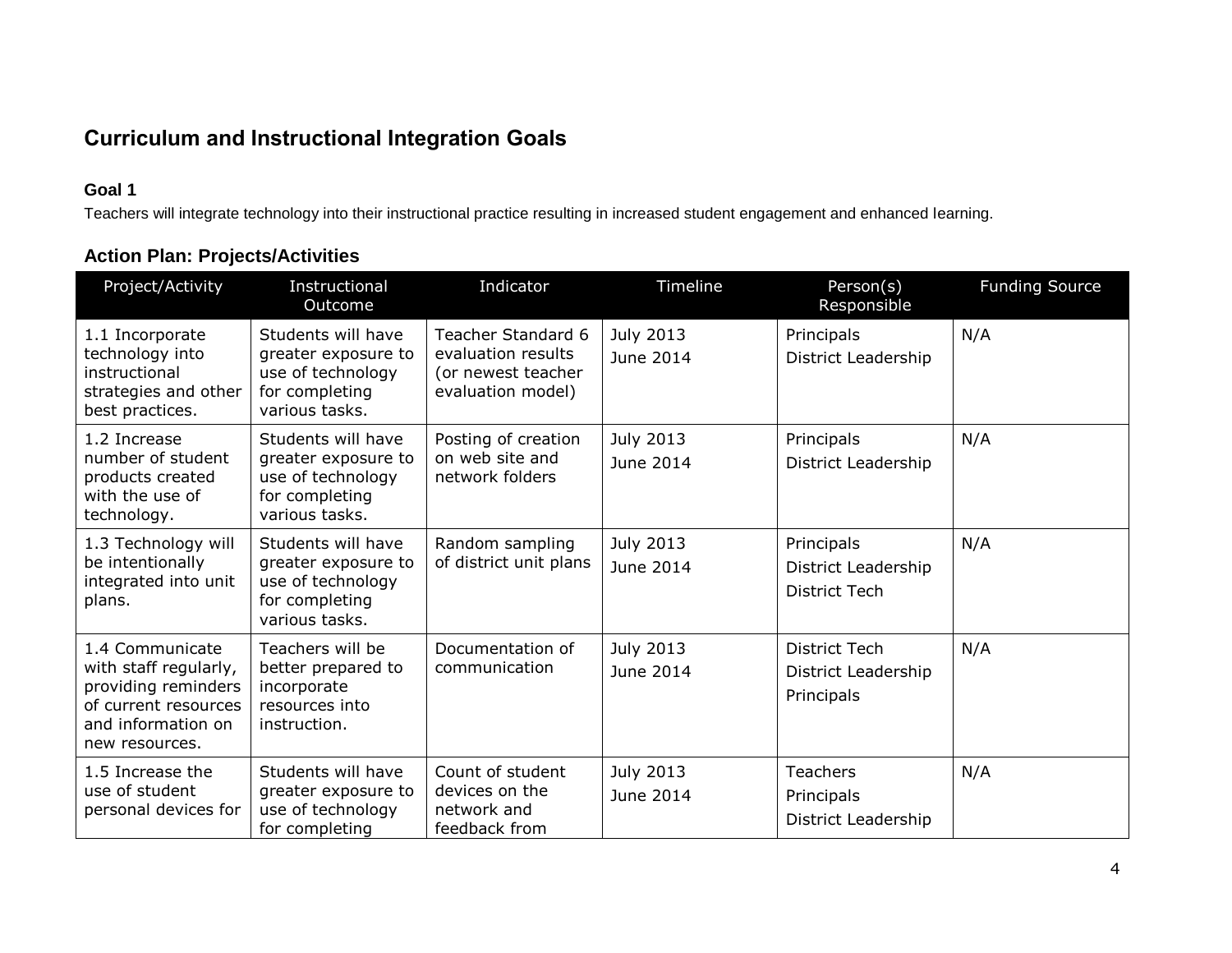## Curriculum and Instructional Integration Goals

### Goal 1

Teachers will integrate technology into their instructional practice resulting in increased student engagement and enhanced learning.

### Action Plan: Projects/Activities

| Project/Activity | Instructional Outcome | Indicator | Timeline | Person(s) Responsible | Funding Source |
|---|---|---|---|---|---|
| 1.1 Incorporate technology into instructional strategies and other best practices. | Students will have greater exposure to use of technology for completing various tasks. | Teacher Standard 6 evaluation results (or newest teacher evaluation model) | July 2013<br>June 2014 | Principals<br>District Leadership | N/A |
| 1.2 Increase number of student products created with the use of technology. | Students will have greater exposure to use of technology for completing various tasks. | Posting of creation on web site and network folders | July 2013<br>June 2014 | Principals<br>District Leadership | N/A |
| 1.3 Technology will be intentionally integrated into unit plans. | Students will have greater exposure to use of technology for completing various tasks. | Random sampling of district unit plans | July 2013<br>June 2014 | Principals<br>District Leadership<br>District Tech | N/A |
| 1.4 Communicate with staff regularly, providing reminders of current resources and information on new resources. | Teachers will be better prepared to incorporate resources into instruction. | Documentation of communication | July 2013<br>June 2014 | District Tech<br>District Leadership<br>Principals | N/A |
| 1.5 Increase the use of student personal devices for | Students will have greater exposure to use of technology for completing | Count of student devices on the network and feedback from | July 2013<br>June 2014 | Teachers<br>Principals<br>District Leadership | N/A |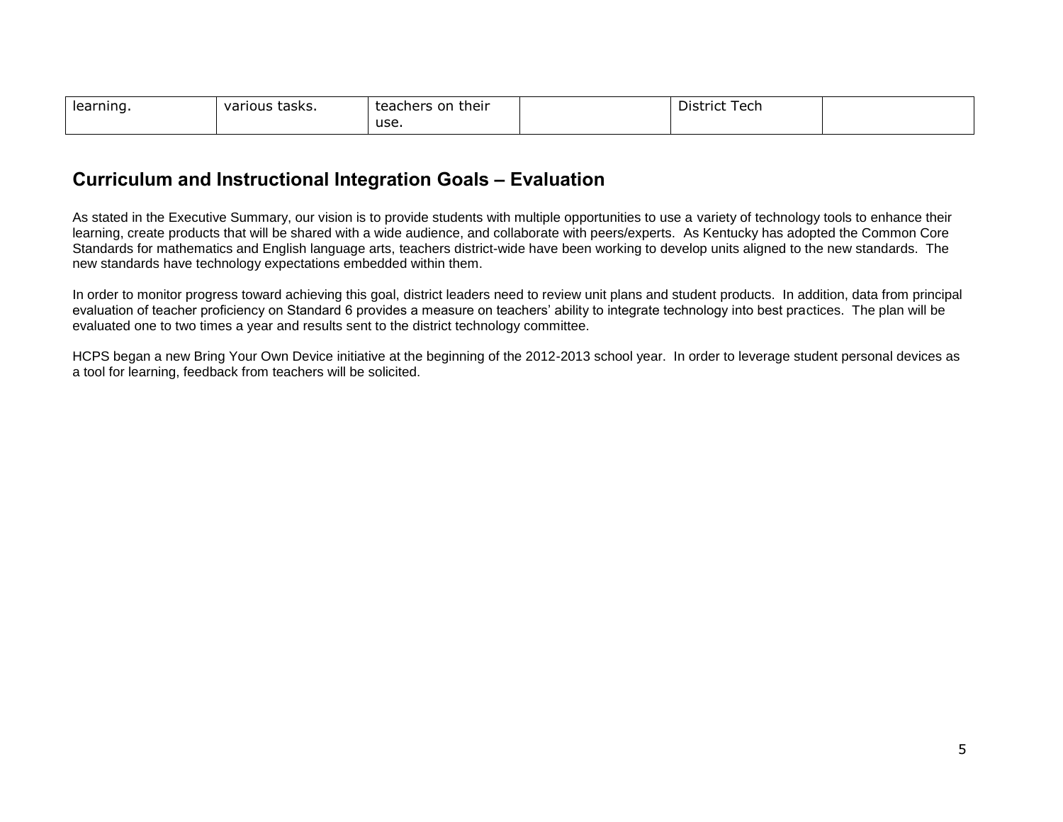| learning. | various tasks. | teachers on their use. | | District Tech | |
|---|---|---|---|---|---|

## Curriculum and Instructional Integration Goals – Evaluation

As stated in the Executive Summary, our vision is to provide students with multiple opportunities to use a variety of technology tools to enhance their learning, create products that will be shared with a wide audience, and collaborate with peers/experts. As Kentucky has adopted the Common Core Standards for mathematics and English language arts, teachers district-wide have been working to develop units aligned to the new standards. The new standards have technology expectations embedded within them.

In order to monitor progress toward achieving this goal, district leaders need to review unit plans and student products. In addition, data from principal evaluation of teacher proficiency on Standard 6 provides a measure on teachers' ability to integrate technology into best practices. The plan will be evaluated one to two times a year and results sent to the district technology committee.

HCPS began a new Bring Your Own Device initiative at the beginning of the 2012-2013 school year. In order to leverage student personal devices as a tool for learning, feedback from teachers will be solicited.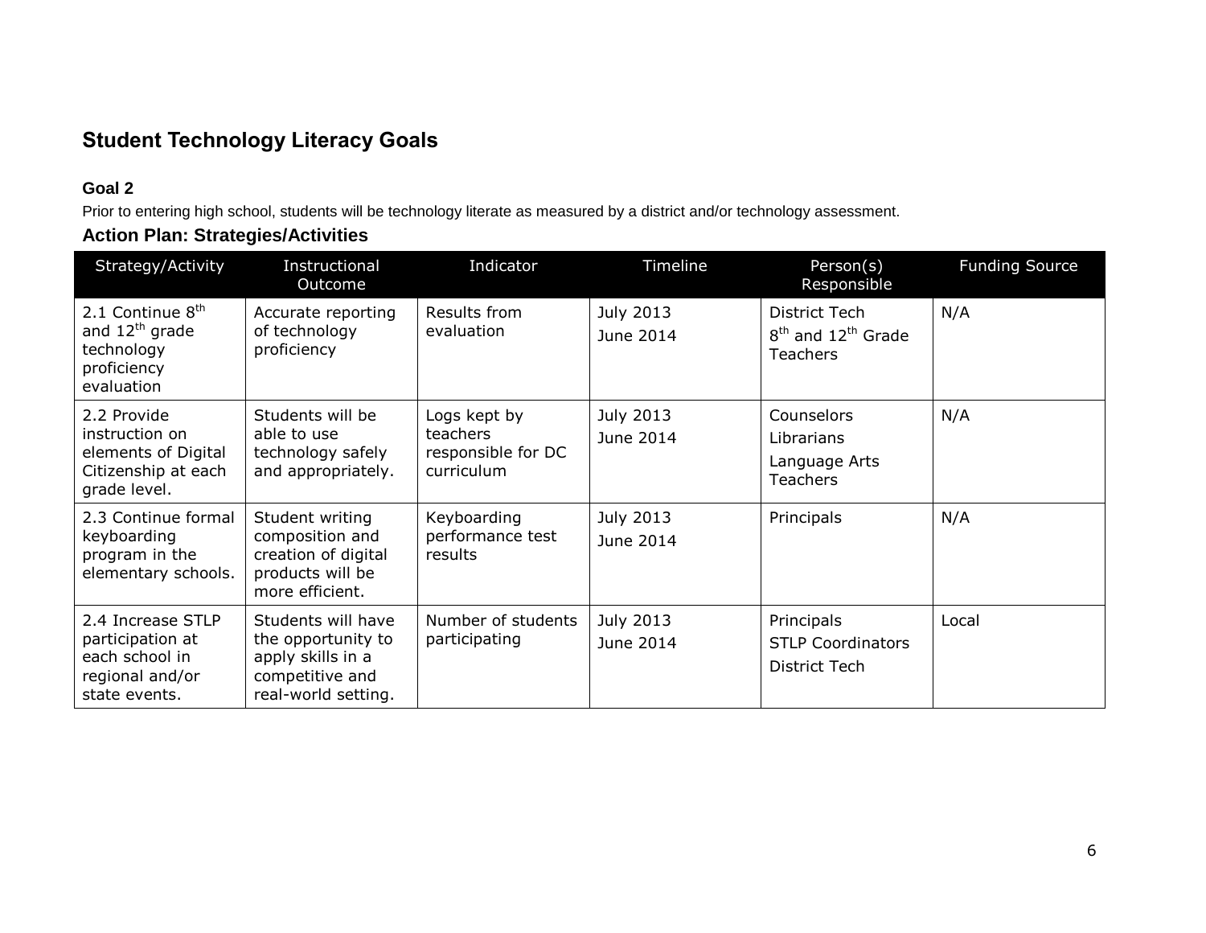## Student Technology Literacy Goals

### Goal 2

Prior to entering high school, students will be technology literate as measured by a district and/or technology assessment.

### Action Plan: Strategies/Activities

| Strategy/Activity | Instructional Outcome | Indicator | Timeline | Person(s) Responsible | Funding Source |
|---|---|---|---|---|---|
| 2.1 Continue 8th and 12th grade technology proficiency evaluation | Accurate reporting of technology proficiency | Results from evaluation | July 2013<br>June 2014 | District Tech<br>8th and 12th Grade Teachers | N/A |
| 2.2 Provide instruction on elements of Digital Citizenship at each grade level. | Students will be able to use technology safely and appropriately. | Logs kept by teachers responsible for DC curriculum | July 2013<br>June 2014 | Counselors<br>Librarians<br>Language Arts Teachers | N/A |
| 2.3 Continue formal keyboarding program in the elementary schools. | Student writing composition and creation of digital products will be more efficient. | Keyboarding performance test results | July 2013<br>June 2014 | Principals | N/A |
| 2.4 Increase STLP participation at each school in regional and/or state events. | Students will have the opportunity to apply skills in a competitive and real-world setting. | Number of students participating | July 2013<br>June 2014 | Principals<br>STLP Coordinators<br>District Tech | Local |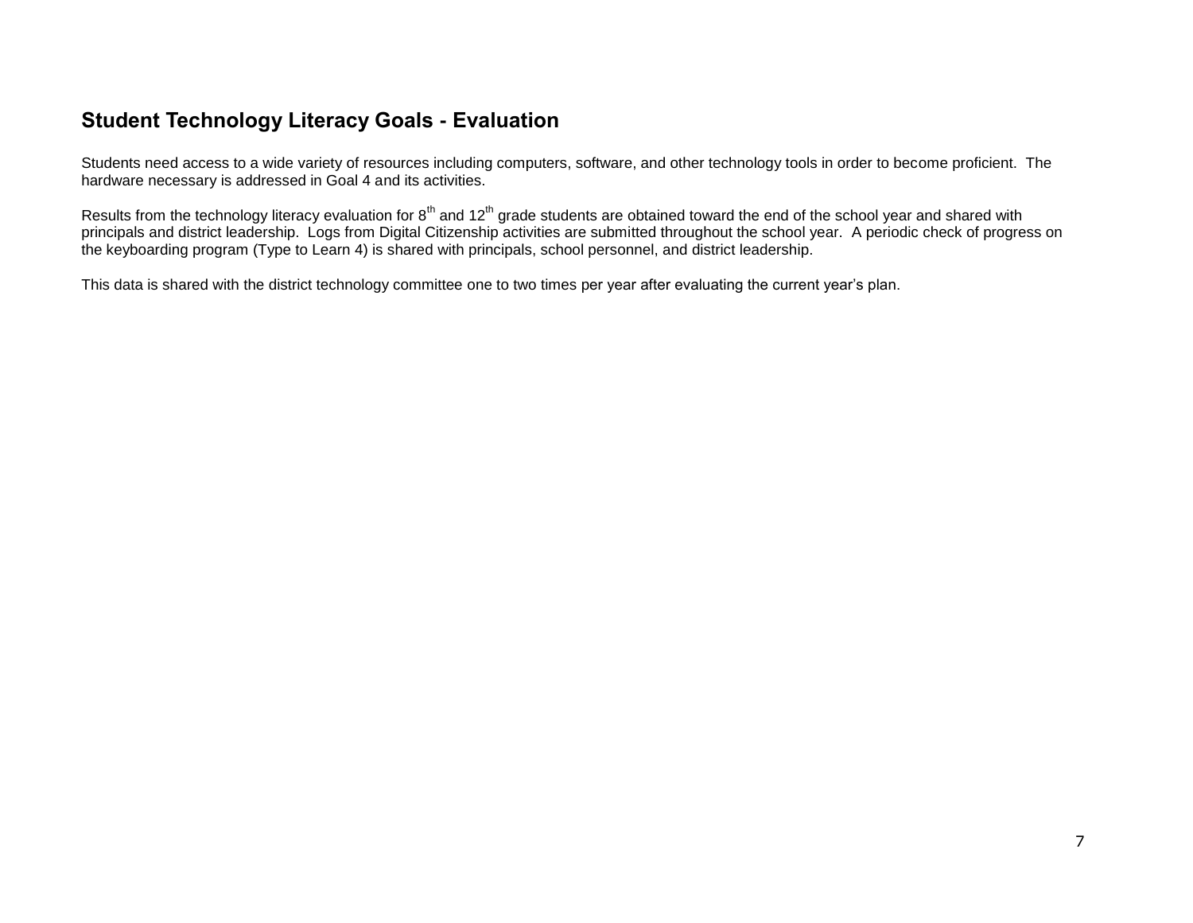## Student Technology Literacy Goals - Evaluation

Students need access to a wide variety of resources including computers, software, and other technology tools in order to become proficient. The hardware necessary is addressed in Goal 4 and its activities.

Results from the technology literacy evaluation for 8th and 12th grade students are obtained toward the end of the school year and shared with principals and district leadership. Logs from Digital Citizenship activities are submitted throughout the school year. A periodic check of progress on the keyboarding program (Type to Learn 4) is shared with principals, school personnel, and district leadership.

This data is shared with the district technology committee one to two times per year after evaluating the current year's plan.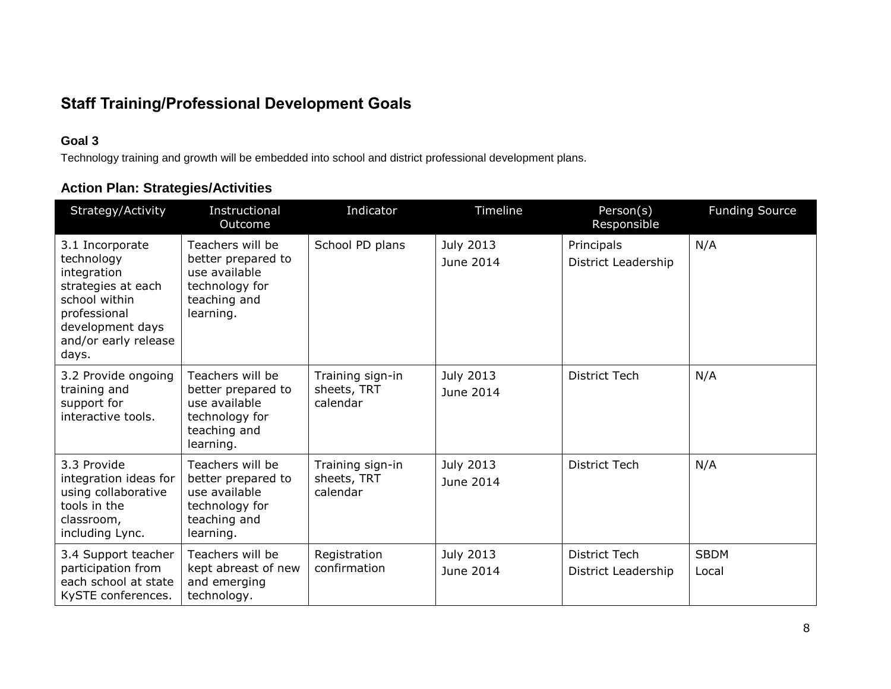## Staff Training/Professional Development Goals

### Goal 3

Technology training and growth will be embedded into school and district professional development plans.

### Action Plan: Strategies/Activities

| Strategy/Activity | Instructional Outcome | Indicator | Timeline | Person(s) Responsible | Funding Source |
|---|---|---|---|---|---|
| 3.1 Incorporate technology integration strategies at each school within professional development days and/or early release days. | Teachers will be better prepared to use available technology for teaching and learning. | School PD plans | July 2013<br>June 2014 | Principals<br>District Leadership | N/A |
| 3.2 Provide ongoing training and support for interactive tools. | Teachers will be better prepared to use available technology for teaching and learning. | Training sign-in sheets, TRT calendar | July 2013<br>June 2014 | District Tech | N/A |
| 3.3 Provide integration ideas for using collaborative tools in the classroom, including Lync. | Teachers will be better prepared to use available technology for teaching and learning. | Training sign-in sheets, TRT calendar | July 2013<br>June 2014 | District Tech | N/A |
| 3.4 Support teacher participation from each school at state KySTE conferences. | Teachers will be kept abreast of new and emerging technology. | Registration confirmation | July 2013<br>June 2014 | District Tech<br>District Leadership | SBDM<br>Local |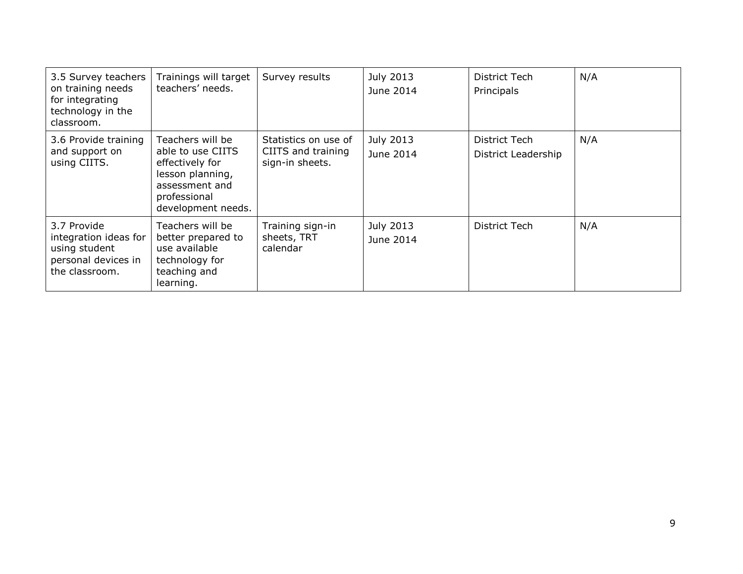| 3.5 Survey teachers on training needs for integrating technology in the classroom. | Trainings will target teachers' needs. | Survey results | July 2013<br>June 2014 | District Tech<br>Principals | N/A |
|---|---|---|---|---|---|
| 3.6 Provide training and support on using CIITS. | Teachers will be able to use CIITS effectively for lesson planning, assessment and professional development needs. | Statistics on use of CIITS and training sign-in sheets. | July 2013<br>June 2014 | District Tech<br>District Leadership | N/A |
| 3.7 Provide integration ideas for using student personal devices in the classroom. | Teachers will be better prepared to use available technology for teaching and learning. | Training sign-in sheets, TRT calendar | July 2013<br>June 2014 | District Tech | N/A |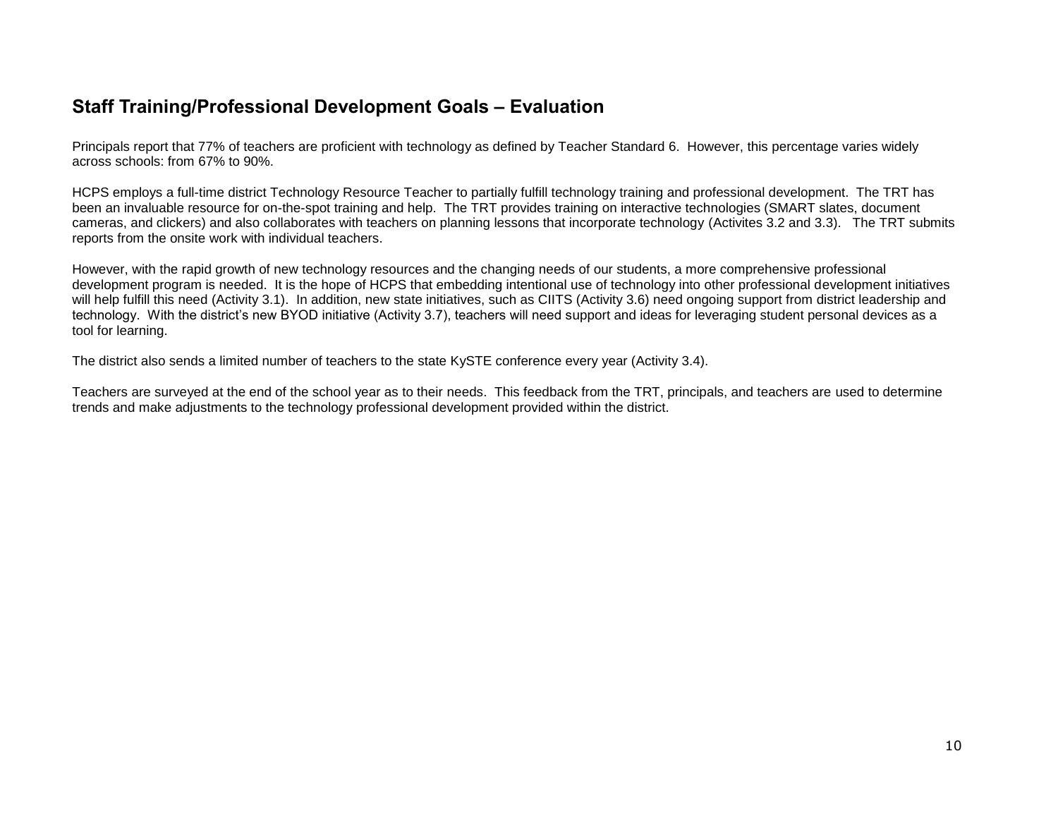## Staff Training/Professional Development Goals – Evaluation

Principals report that 77% of teachers are proficient with technology as defined by Teacher Standard 6. However, this percentage varies widely across schools: from 67% to 90%.

HCPS employs a full-time district Technology Resource Teacher to partially fulfill technology training and professional development. The TRT has been an invaluable resource for on-the-spot training and help. The TRT provides training on interactive technologies (SMART slates, document cameras, and clickers) and also collaborates with teachers on planning lessons that incorporate technology (Activites 3.2 and 3.3). The TRT submits reports from the onsite work with individual teachers.

However, with the rapid growth of new technology resources and the changing needs of our students, a more comprehensive professional development program is needed. It is the hope of HCPS that embedding intentional use of technology into other professional development initiatives will help fulfill this need (Activity 3.1). In addition, new state initiatives, such as CIITS (Activity 3.6) need ongoing support from district leadership and technology. With the district's new BYOD initiative (Activity 3.7), teachers will need support and ideas for leveraging student personal devices as a tool for learning.

The district also sends a limited number of teachers to the state KySTE conference every year (Activity 3.4).

Teachers are surveyed at the end of the school year as to their needs. This feedback from the TRT, principals, and teachers are used to determine trends and make adjustments to the technology professional development provided within the district.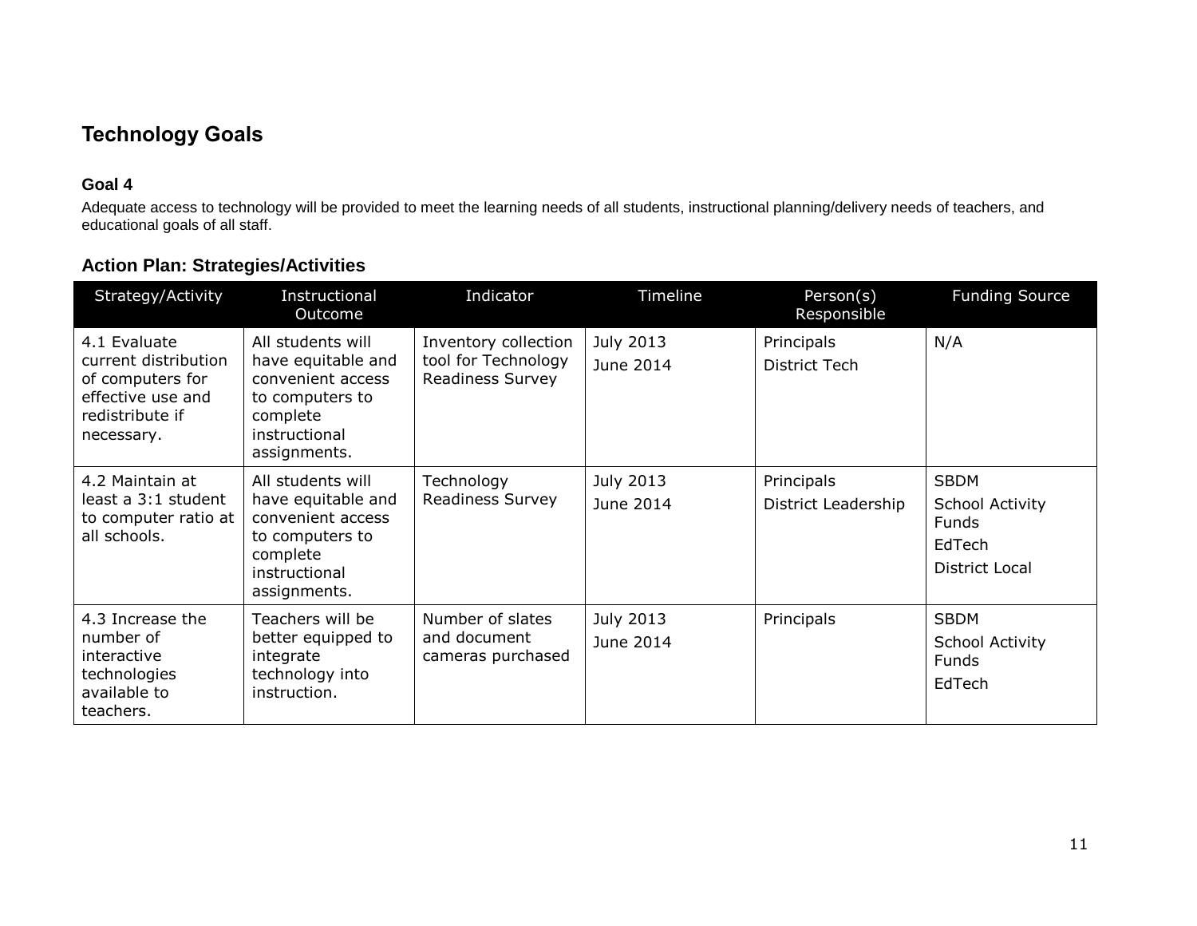## Technology Goals

### Goal 4

Adequate access to technology will be provided to meet the learning needs of all students, instructional planning/delivery needs of teachers, and educational goals of all staff.

### Action Plan: Strategies/Activities

| Strategy/Activity | Instructional Outcome | Indicator | Timeline | Person(s) Responsible | Funding Source |
|---|---|---|---|---|---|
| 4.1 Evaluate current distribution of computers for effective use and redistribute if necessary. | All students will have equitable and convenient access to computers to complete instructional assignments. | Inventory collection tool for Technology Readiness Survey | July 2013<br>June 2014 | Principals<br>District Tech | N/A |
| 4.2 Maintain at least a 3:1 student to computer ratio at all schools. | All students will have equitable and convenient access to computers to complete instructional assignments. | Technology Readiness Survey | July 2013<br>June 2014 | Principals<br>District Leadership | SBDM<br>School Activity Funds<br>EdTech<br>District Local |
| 4.3 Increase the number of interactive technologies available to teachers. | Teachers will be better equipped to integrate technology into instruction. | Number of slates and document cameras purchased | July 2013<br>June 2014 | Principals | SBDM<br>School Activity Funds<br>EdTech |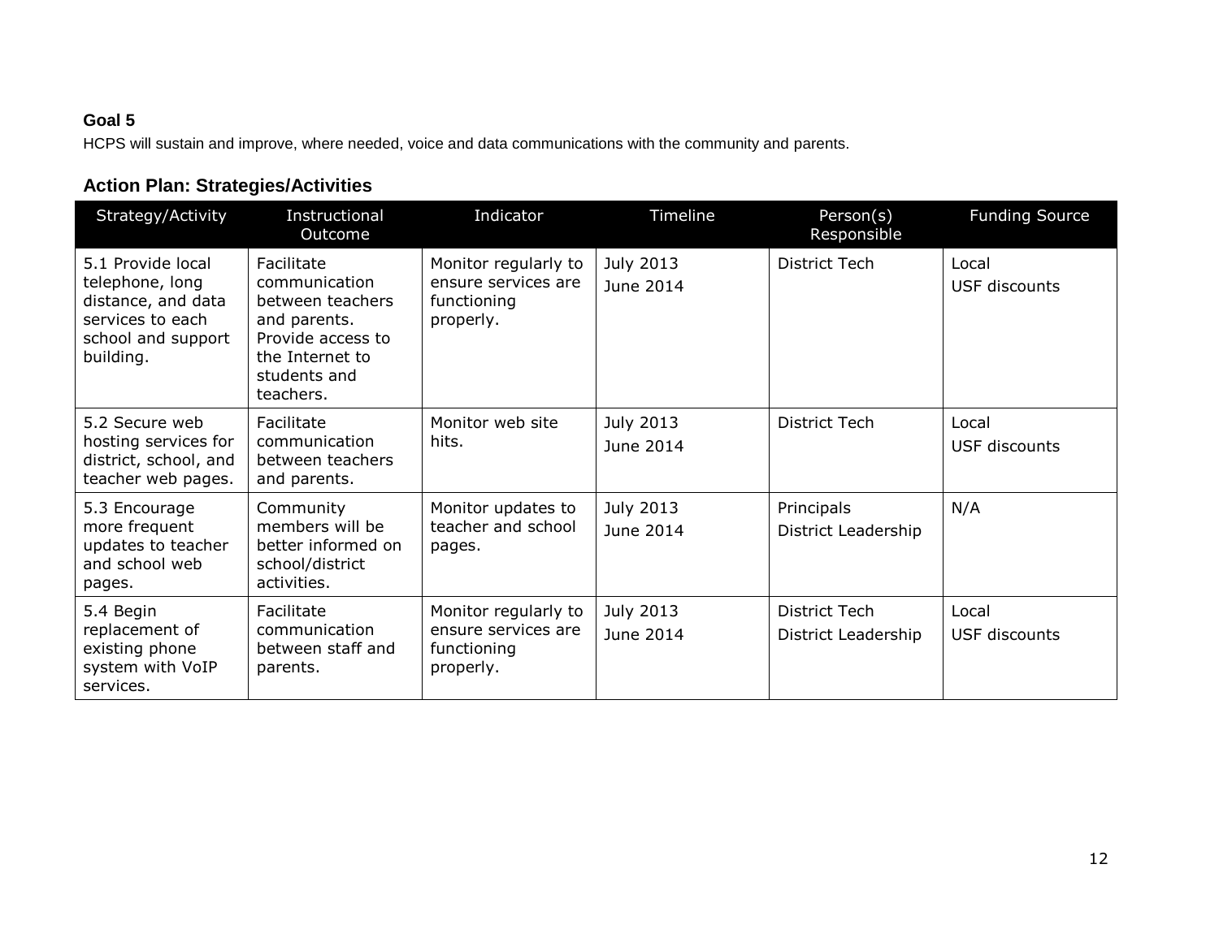**Goal 5**

HCPS will sustain and improve, where needed, voice and data communications with the community and parents.

## Action Plan: Strategies/Activities

| Strategy/Activity | Instructional Outcome | Indicator | Timeline | Person(s) Responsible | Funding Source |
|---|---|---|---|---|---|
| 5.1 Provide local telephone, long distance, and data services to each school and support building. | Facilitate communication between teachers and parents. Provide access to the Internet to students and teachers. | Monitor regularly to ensure services are functioning properly. | July 2013<br>June 2014 | District Tech | Local<br>USF discounts |
| 5.2 Secure web hosting services for district, school, and teacher web pages. | Facilitate communication between teachers and parents. | Monitor web site hits. | July 2013<br>June 2014 | District Tech | Local<br>USF discounts |
| 5.3 Encourage more frequent updates to teacher and school web pages. | Community members will be better informed on school/district activities. | Monitor updates to teacher and school pages. | July 2013<br>June 2014 | Principals<br>District Leadership | N/A |
| 5.4 Begin replacement of existing phone system with VoIP services. | Facilitate communication between staff and parents. | Monitor regularly to ensure services are functioning properly. | July 2013<br>June 2014 | District Tech<br>District Leadership | Local<br>USF discounts |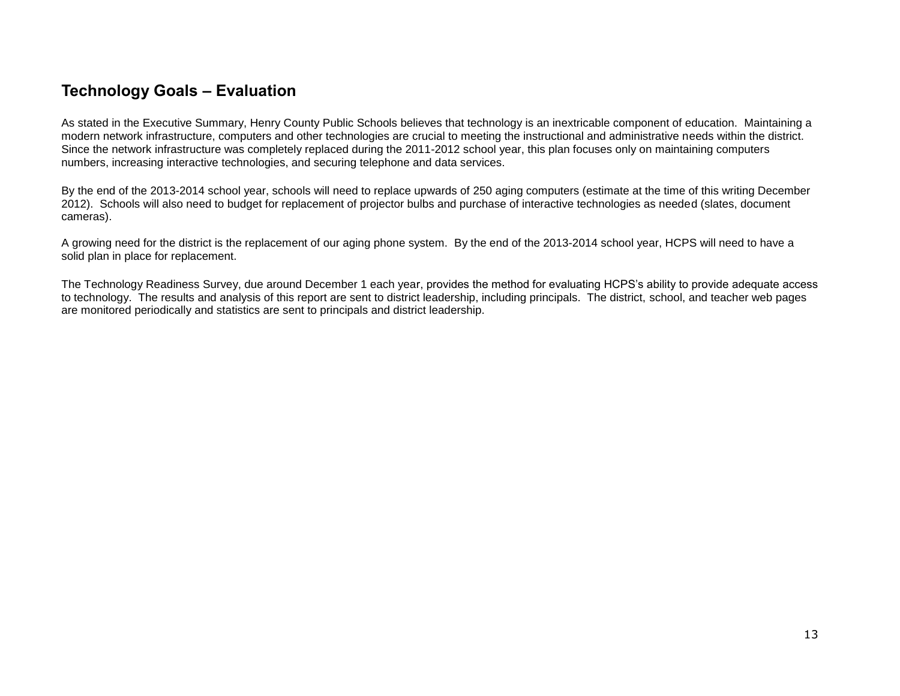## Technology Goals – Evaluation

As stated in the Executive Summary, Henry County Public Schools believes that technology is an inextricable component of education. Maintaining a modern network infrastructure, computers and other technologies are crucial to meeting the instructional and administrative needs within the district. Since the network infrastructure was completely replaced during the 2011-2012 school year, this plan focuses only on maintaining computers numbers, increasing interactive technologies, and securing telephone and data services.

By the end of the 2013-2014 school year, schools will need to replace upwards of 250 aging computers (estimate at the time of this writing December 2012). Schools will also need to budget for replacement of projector bulbs and purchase of interactive technologies as needed (slates, document cameras).

A growing need for the district is the replacement of our aging phone system. By the end of the 2013-2014 school year, HCPS will need to have a solid plan in place for replacement.

The Technology Readiness Survey, due around December 1 each year, provides the method for evaluating HCPS's ability to provide adequate access to technology. The results and analysis of this report are sent to district leadership, including principals. The district, school, and teacher web pages are monitored periodically and statistics are sent to principals and district leadership.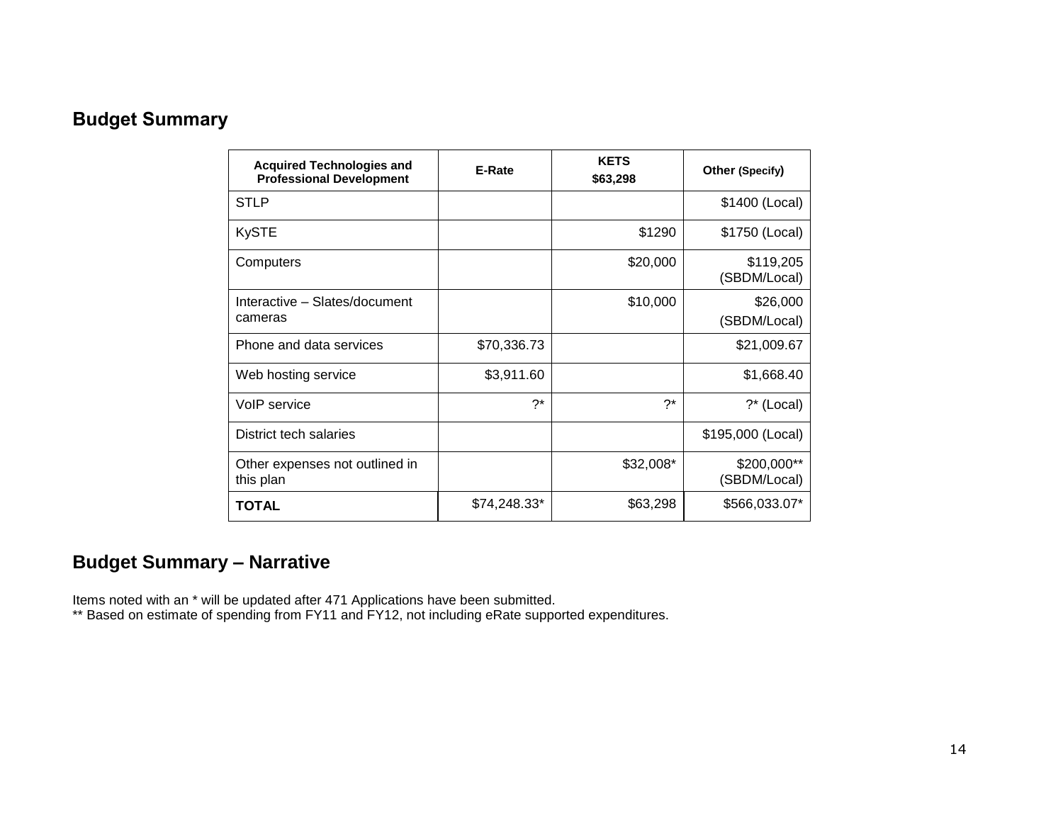## Budget Summary

| Acquired Technologies and Professional Development | E-Rate | KETS $63,298 | Other (Specify) |
|---|---|---|---|
| STLP | | | $1400 (Local) |
| KySTE | | $1290 | $1750 (Local) |
| Computers | | $20,000 | $119,205 (SBDM/Local) |
| Interactive – Slates/document cameras | | $10,000 | $26,000 (SBDM/Local) |
| Phone and data services | $70,336.73 | | $21,009.67 |
| Web hosting service | $3,911.60 | | $1,668.40 |
| VoIP service | ?* | ?* | ?* (Local) |
| District tech salaries | | | $195,000 (Local) |
| Other expenses not outlined in this plan | | $32,008* | $200,000** (SBDM/Local) |
| **TOTAL** | $74,248.33* | $63,298 | $566,033.07* |

## Budget Summary – Narrative

Items noted with an * will be updated after 471 Applications have been submitted.
** Based on estimate of spending from FY11 and FY12, not including eRate supported expenditures.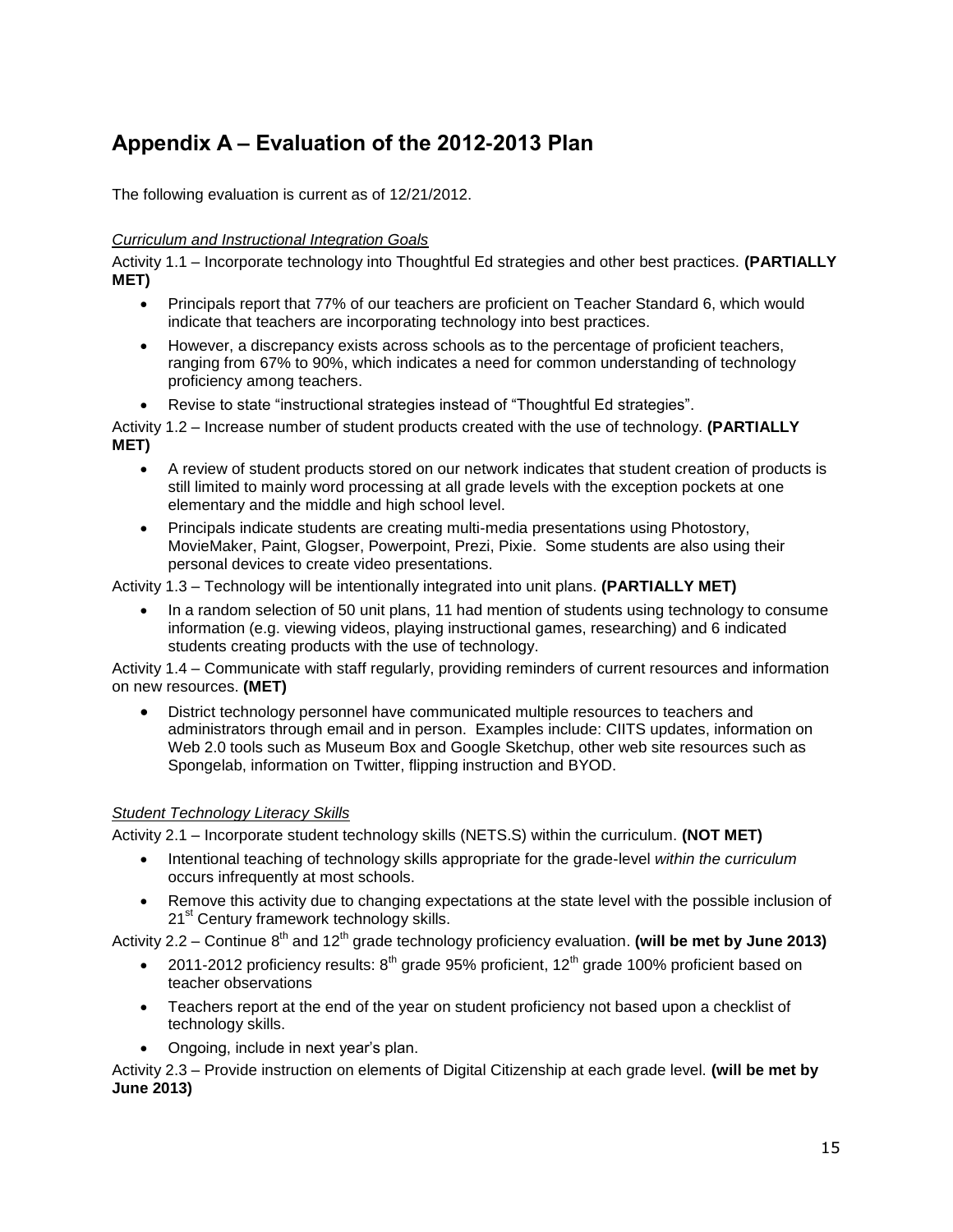# Appendix A – Evaluation of the 2012-2013 Plan

The following evaluation is current as of 12/21/2012.

*Curriculum and Instructional Integration Goals*

Activity 1.1 – Incorporate technology into Thoughtful Ed strategies and other best practices. **(PARTIALLY MET)**

- Principals report that 77% of our teachers are proficient on Teacher Standard 6, which would indicate that teachers are incorporating technology into best practices.
- However, a discrepancy exists across schools as to the percentage of proficient teachers, ranging from 67% to 90%, which indicates a need for common understanding of technology proficiency among teachers.
- Revise to state "instructional strategies instead of "Thoughtful Ed strategies".

Activity 1.2 – Increase number of student products created with the use of technology. **(PARTIALLY MET)**

- A review of student products stored on our network indicates that student creation of products is still limited to mainly word processing at all grade levels with the exception pockets at one elementary and the middle and high school level.
- Principals indicate students are creating multi-media presentations using Photostory, MovieMaker, Paint, Glogser, Powerpoint, Prezi, Pixie. Some students are also using their personal devices to create video presentations.

Activity 1.3 – Technology will be intentionally integrated into unit plans. **(PARTIALLY MET)**

- In a random selection of 50 unit plans, 11 had mention of students using technology to consume information (e.g. viewing videos, playing instructional games, researching) and 6 indicated students creating products with the use of technology.

Activity 1.4 – Communicate with staff regularly, providing reminders of current resources and information on new resources. **(MET)**

- District technology personnel have communicated multiple resources to teachers and administrators through email and in person. Examples include: CIITS updates, information on Web 2.0 tools such as Museum Box and Google Sketchup, other web site resources such as Spongelab, information on Twitter, flipping instruction and BYOD.

*Student Technology Literacy Skills*

Activity 2.1 – Incorporate student technology skills (NETS.S) within the curriculum. **(NOT MET)**

- Intentional teaching of technology skills appropriate for the grade-level *within the curriculum* occurs infrequently at most schools.
- Remove this activity due to changing expectations at the state level with the possible inclusion of 21st Century framework technology skills.

Activity 2.2 – Continue 8th and 12th grade technology proficiency evaluation. **(will be met by June 2013)**

- 2011-2012 proficiency results: 8th grade 95% proficient, 12th grade 100% proficient based on teacher observations
- Teachers report at the end of the year on student proficiency not based upon a checklist of technology skills.
- Ongoing, include in next year's plan.

Activity 2.3 – Provide instruction on elements of Digital Citizenship at each grade level. **(will be met by June 2013)**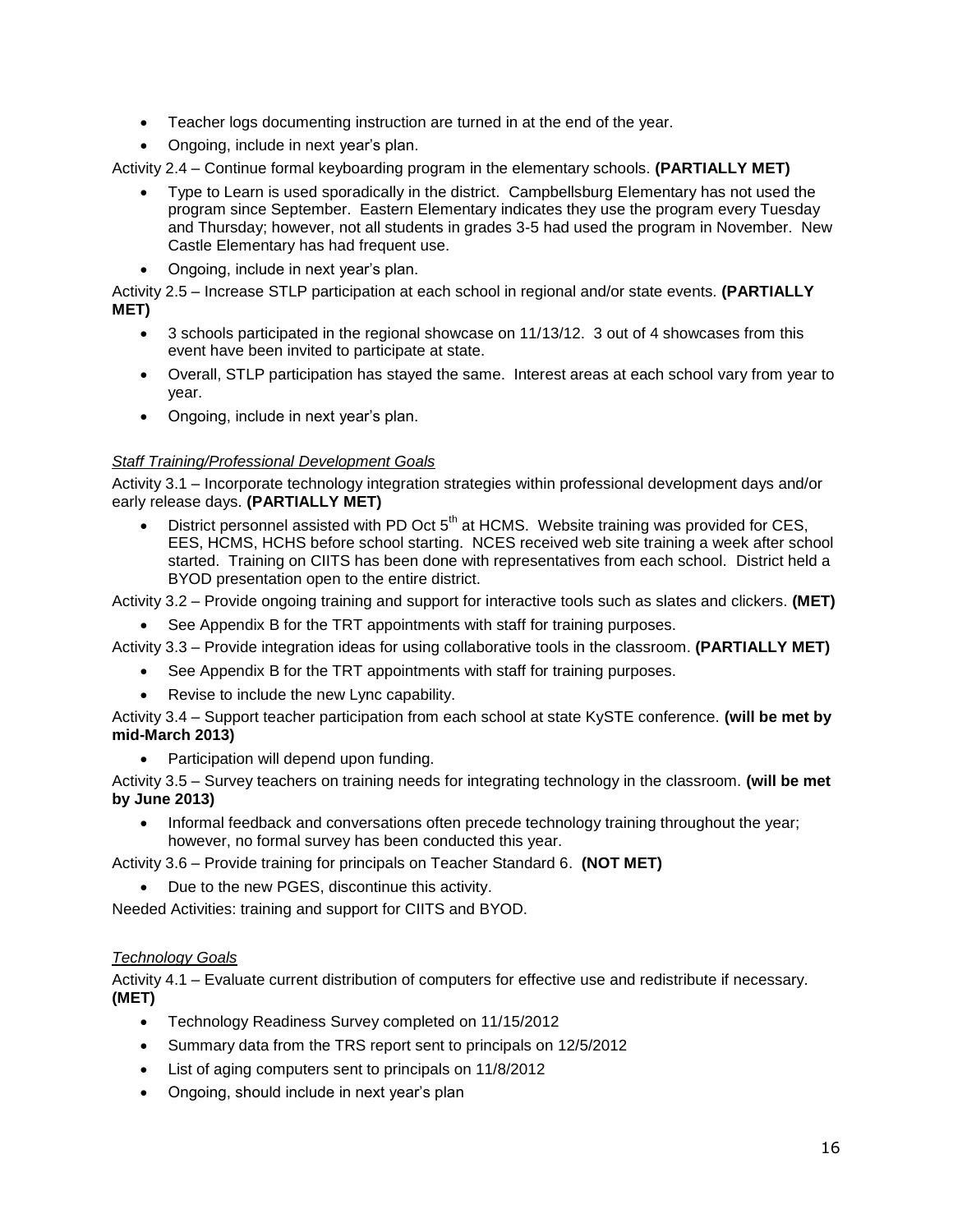- Teacher logs documenting instruction are turned in at the end of the year.
- Ongoing, include in next year's plan.

Activity 2.4 – Continue formal keyboarding program in the elementary schools. **(PARTIALLY MET)**

- Type to Learn is used sporadically in the district. Campbellsburg Elementary has not used the program since September. Eastern Elementary indicates they use the program every Tuesday and Thursday; however, not all students in grades 3-5 had used the program in November. New Castle Elementary has had frequent use.
- Ongoing, include in next year's plan.

Activity 2.5 – Increase STLP participation at each school in regional and/or state events. **(PARTIALLY MET)**

- 3 schools participated in the regional showcase on 11/13/12. 3 out of 4 showcases from this event have been invited to participate at state.
- Overall, STLP participation has stayed the same. Interest areas at each school vary from year to year.
- Ongoing, include in next year's plan.

*Staff Training/Professional Development Goals*

Activity 3.1 – Incorporate technology integration strategies within professional development days and/or early release days. **(PARTIALLY MET)**

- District personnel assisted with PD Oct 5th at HCMS. Website training was provided for CES, EES, HCMS, HCHS before school starting. NCES received web site training a week after school started. Training on CIITS has been done with representatives from each school. District held a BYOD presentation open to the entire district.

Activity 3.2 – Provide ongoing training and support for interactive tools such as slates and clickers. **(MET)**

- See Appendix B for the TRT appointments with staff for training purposes.

Activity 3.3 – Provide integration ideas for using collaborative tools in the classroom. **(PARTIALLY MET)**

- See Appendix B for the TRT appointments with staff for training purposes.
- Revise to include the new Lync capability.

Activity 3.4 – Support teacher participation from each school at state KySTE conference. **(will be met by mid-March 2013)**

- Participation will depend upon funding.

Activity 3.5 – Survey teachers on training needs for integrating technology in the classroom. **(will be met by June 2013)**

- Informal feedback and conversations often precede technology training throughout the year; however, no formal survey has been conducted this year.

Activity 3.6 – Provide training for principals on Teacher Standard 6. **(NOT MET)**

- Due to the new PGES, discontinue this activity.

Needed Activities: training and support for CIITS and BYOD.

*Technology Goals*

Activity 4.1 – Evaluate current distribution of computers for effective use and redistribute if necessary. **(MET)**

- Technology Readiness Survey completed on 11/15/2012
- Summary data from the TRS report sent to principals on 12/5/2012
- List of aging computers sent to principals on 11/8/2012
- Ongoing, should include in next year's plan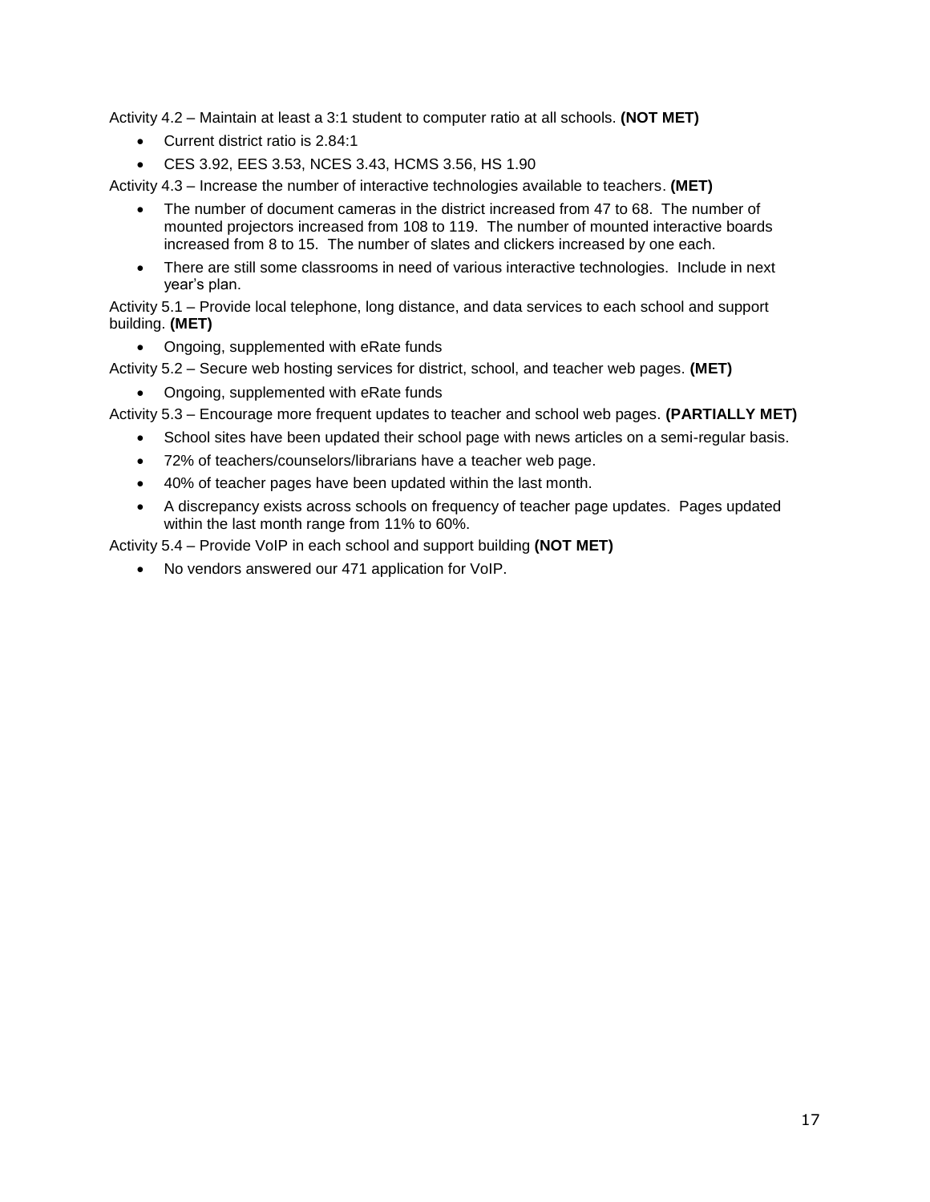Activity 4.2 – Maintain at least a 3:1 student to computer ratio at all schools. **(NOT MET)**

- Current district ratio is 2.84:1
- CES 3.92, EES 3.53, NCES 3.43, HCMS 3.56, HS 1.90

Activity 4.3 – Increase the number of interactive technologies available to teachers. **(MET)**

- The number of document cameras in the district increased from 47 to 68. The number of mounted projectors increased from 108 to 119. The number of mounted interactive boards increased from 8 to 15. The number of slates and clickers increased by one each.
- There are still some classrooms in need of various interactive technologies. Include in next year's plan.

Activity 5.1 – Provide local telephone, long distance, and data services to each school and support building. **(MET)**

- Ongoing, supplemented with eRate funds

Activity 5.2 – Secure web hosting services for district, school, and teacher web pages. **(MET)**

- Ongoing, supplemented with eRate funds

Activity 5.3 – Encourage more frequent updates to teacher and school web pages. **(PARTIALLY MET)**

- School sites have been updated their school page with news articles on a semi-regular basis.
- 72% of teachers/counselors/librarians have a teacher web page.
- 40% of teacher pages have been updated within the last month.
- A discrepancy exists across schools on frequency of teacher page updates. Pages updated within the last month range from 11% to 60%.

Activity 5.4 – Provide VoIP in each school and support building **(NOT MET)**

- No vendors answered our 471 application for VoIP.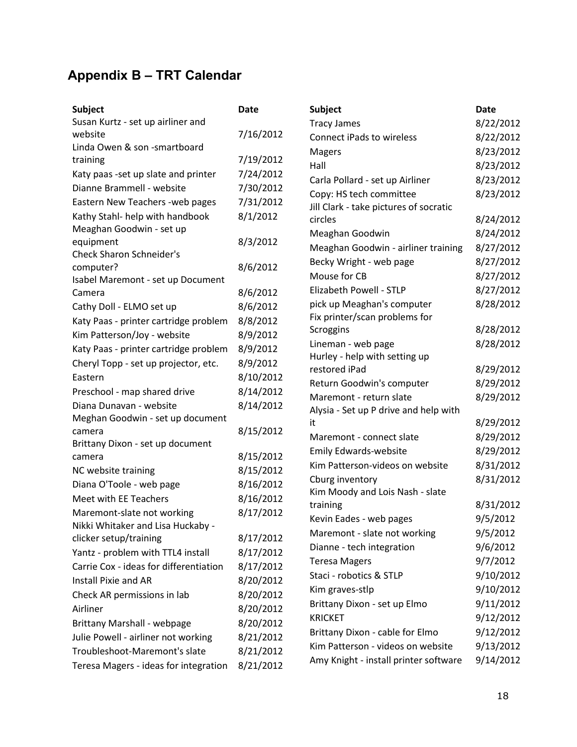## Appendix B – TRT Calendar

| Subject | Date |
|---|---|
| Susan Kurtz - set up airliner and website | 7/16/2012 |
| Linda Owen & son -smartboard training | 7/19/2012 |
| Katy paas -set up slate and printer | 7/24/2012 |
| Dianne Brammell - website | 7/30/2012 |
| Eastern New Teachers -web pages | 7/31/2012 |
| Kathy Stahl- help with handbook | 8/1/2012 |
| Meaghan Goodwin - set up equipment | 8/3/2012 |
| Check Sharon Schneider's computer? | 8/6/2012 |
| Isabel Maremont - set up Document Camera | 8/6/2012 |
| Cathy Doll - ELMO set up | 8/6/2012 |
| Katy Paas - printer cartridge problem | 8/8/2012 |
| Kim Patterson/Joy - website | 8/9/2012 |
| Katy Paas - printer cartridge problem | 8/9/2012 |
| Cheryl Topp - set up projector, etc. | 8/9/2012 |
| Eastern | 8/10/2012 |
| Preschool - map shared drive | 8/14/2012 |
| Diana Dunavan - website | 8/14/2012 |
| Meghan Goodwin - set up document camera | 8/15/2012 |
| Brittany Dixon - set up document camera | 8/15/2012 |
| NC website training | 8/15/2012 |
| Diana O'Toole - web page | 8/16/2012 |
| Meet with EE Teachers | 8/16/2012 |
| Maremont-slate not working | 8/17/2012 |
| Nikki Whitaker and Lisa Huckaby - clicker setup/training | 8/17/2012 |
| Yantz - problem with TTL4 install | 8/17/2012 |
| Carrie Cox - ideas for differentiation | 8/17/2012 |
| Install Pixie and AR | 8/20/2012 |
| Check AR permissions in lab | 8/20/2012 |
| Airliner | 8/20/2012 |
| Brittany Marshall - webpage | 8/20/2012 |
| Julie Powell - airliner not working | 8/21/2012 |
| Troubleshoot-Maremont's slate | 8/21/2012 |
| Teresa Magers - ideas for integration | 8/21/2012 |
| Tracy James | 8/22/2012 |
| Connect iPads to wireless | 8/22/2012 |
| Magers | 8/23/2012 |
| Hall | 8/23/2012 |
| Carla Pollard - set up Airliner | 8/23/2012 |
| Copy: HS tech committee | 8/23/2012 |
| Jill Clark - take pictures of socratic circles | 8/24/2012 |
| Meaghan Goodwin | 8/24/2012 |
| Meaghan Goodwin - airliner training | 8/27/2012 |
| Becky Wright - web page | 8/27/2012 |
| Mouse for CB | 8/27/2012 |
| Elizabeth Powell - STLP | 8/27/2012 |
| pick up Meaghan's computer | 8/28/2012 |
| Fix printer/scan problems for Scroggins | 8/28/2012 |
| Lineman - web page | 8/28/2012 |
| Hurley - help with setting up restored iPad | 8/29/2012 |
| Return Goodwin's computer | 8/29/2012 |
| Maremont - return slate | 8/29/2012 |
| Alysia - Set up P drive and help with it | 8/29/2012 |
| Maremont - connect slate | 8/29/2012 |
| Emily Edwards-website | 8/29/2012 |
| Kim Patterson-videos on website | 8/31/2012 |
| Cburg inventory | 8/31/2012 |
| Kim Moody and Lois Nash - slate training | 8/31/2012 |
| Kevin Eades - web pages | 9/5/2012 |
| Maremont - slate not working | 9/5/2012 |
| Dianne - tech integration | 9/6/2012 |
| Teresa Magers | 9/7/2012 |
| Staci - robotics & STLP | 9/10/2012 |
| Kim graves-stlp | 9/10/2012 |
| Brittany Dixon - set up Elmo | 9/11/2012 |
| KRICKET | 9/12/2012 |
| Brittany Dixon - cable for Elmo | 9/12/2012 |
| Kim Patterson - videos on website | 9/13/2012 |
| Amy Knight - install printer software | 9/14/2012 |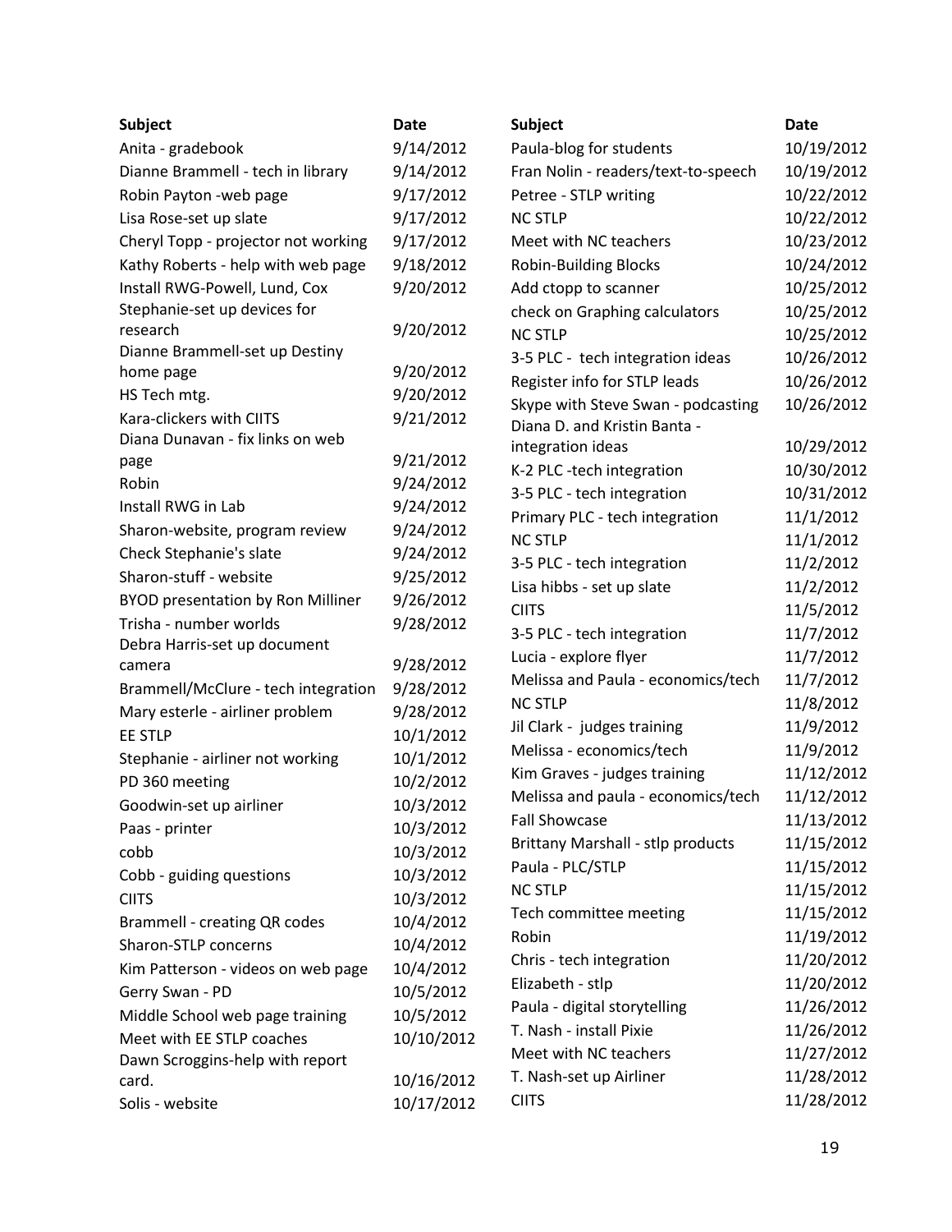| Subject | Date |
| --- | --- |
| Anita - gradebook | 9/14/2012 |
| Dianne Brammell - tech in library | 9/14/2012 |
| Robin Payton -web page | 9/17/2012 |
| Lisa Rose-set up slate | 9/17/2012 |
| Cheryl Topp - projector not working | 9/17/2012 |
| Kathy Roberts - help with web page | 9/18/2012 |
| Install RWG-Powell, Lund, Cox | 9/20/2012 |
| Stephanie-set up devices for research | 9/20/2012 |
| Dianne Brammell-set up Destiny home page | 9/20/2012 |
| HS Tech mtg. | 9/20/2012 |
| Kara-clickers with CIITS | 9/21/2012 |
| Diana Dunavan - fix links on web page | 9/21/2012 |
| Robin | 9/24/2012 |
| Install RWG in Lab | 9/24/2012 |
| Sharon-website, program review | 9/24/2012 |
| Check Stephanie's slate | 9/24/2012 |
| Sharon-stuff - website | 9/25/2012 |
| BYOD presentation by Ron Milliner | 9/26/2012 |
| Trisha - number worlds | 9/28/2012 |
| Debra Harris-set up document camera | 9/28/2012 |
| Brammell/McClure - tech integration | 9/28/2012 |
| Mary esterle - airliner problem | 9/28/2012 |
| EE STLP | 10/1/2012 |
| Stephanie - airliner not working | 10/1/2012 |
| PD 360 meeting | 10/2/2012 |
| Goodwin-set up airliner | 10/3/2012 |
| Paas - printer | 10/3/2012 |
| cobb | 10/3/2012 |
| Cobb - guiding questions | 10/3/2012 |
| CIITS | 10/3/2012 |
| Brammell - creating QR codes | 10/4/2012 |
| Sharon-STLP concerns | 10/4/2012 |
| Kim Patterson - videos on web page | 10/4/2012 |
| Gerry Swan - PD | 10/5/2012 |
| Middle School web page training | 10/5/2012 |
| Meet with EE STLP coaches | 10/10/2012 |
| Dawn Scroggins-help with report card. | 10/16/2012 |
| Solis - website | 10/17/2012 |
| Paula-blog for students | 10/19/2012 |
| Fran Nolin - readers/text-to-speech | 10/19/2012 |
| Petree - STLP writing | 10/22/2012 |
| NC STLP | 10/22/2012 |
| Meet with NC teachers | 10/23/2012 |
| Robin-Building Blocks | 10/24/2012 |
| Add ctopp to scanner | 10/25/2012 |
| check on Graphing calculators | 10/25/2012 |
| NC STLP | 10/25/2012 |
| 3-5 PLC - tech integration ideas | 10/26/2012 |
| Register info for STLP leads | 10/26/2012 |
| Skype with Steve Swan - podcasting | 10/26/2012 |
| Diana D. and Kristin Banta - integration ideas | 10/29/2012 |
| K-2 PLC -tech integration | 10/30/2012 |
| 3-5 PLC - tech integration | 10/31/2012 |
| Primary PLC - tech integration | 11/1/2012 |
| NC STLP | 11/1/2012 |
| 3-5 PLC - tech integration | 11/2/2012 |
| Lisa hibbs - set up slate | 11/2/2012 |
| CIITS | 11/5/2012 |
| 3-5 PLC - tech integration | 11/7/2012 |
| Lucia - explore flyer | 11/7/2012 |
| Melissa and Paula - economics/tech | 11/7/2012 |
| NC STLP | 11/8/2012 |
| Jil Clark - judges training | 11/9/2012 |
| Melissa - economics/tech | 11/9/2012 |
| Kim Graves - judges training | 11/12/2012 |
| Melissa and paula - economics/tech | 11/12/2012 |
| Fall Showcase | 11/13/2012 |
| Brittany Marshall - stlp products | 11/15/2012 |
| Paula - PLC/STLP | 11/15/2012 |
| NC STLP | 11/15/2012 |
| Tech committee meeting | 11/15/2012 |
| Robin | 11/19/2012 |
| Chris - tech integration | 11/20/2012 |
| Elizabeth - stlp | 11/20/2012 |
| Paula - digital storytelling | 11/26/2012 |
| T. Nash - install Pixie | 11/26/2012 |
| Meet with NC teachers | 11/27/2012 |
| T. Nash-set up Airliner | 11/28/2012 |
| CIITS | 11/28/2012 |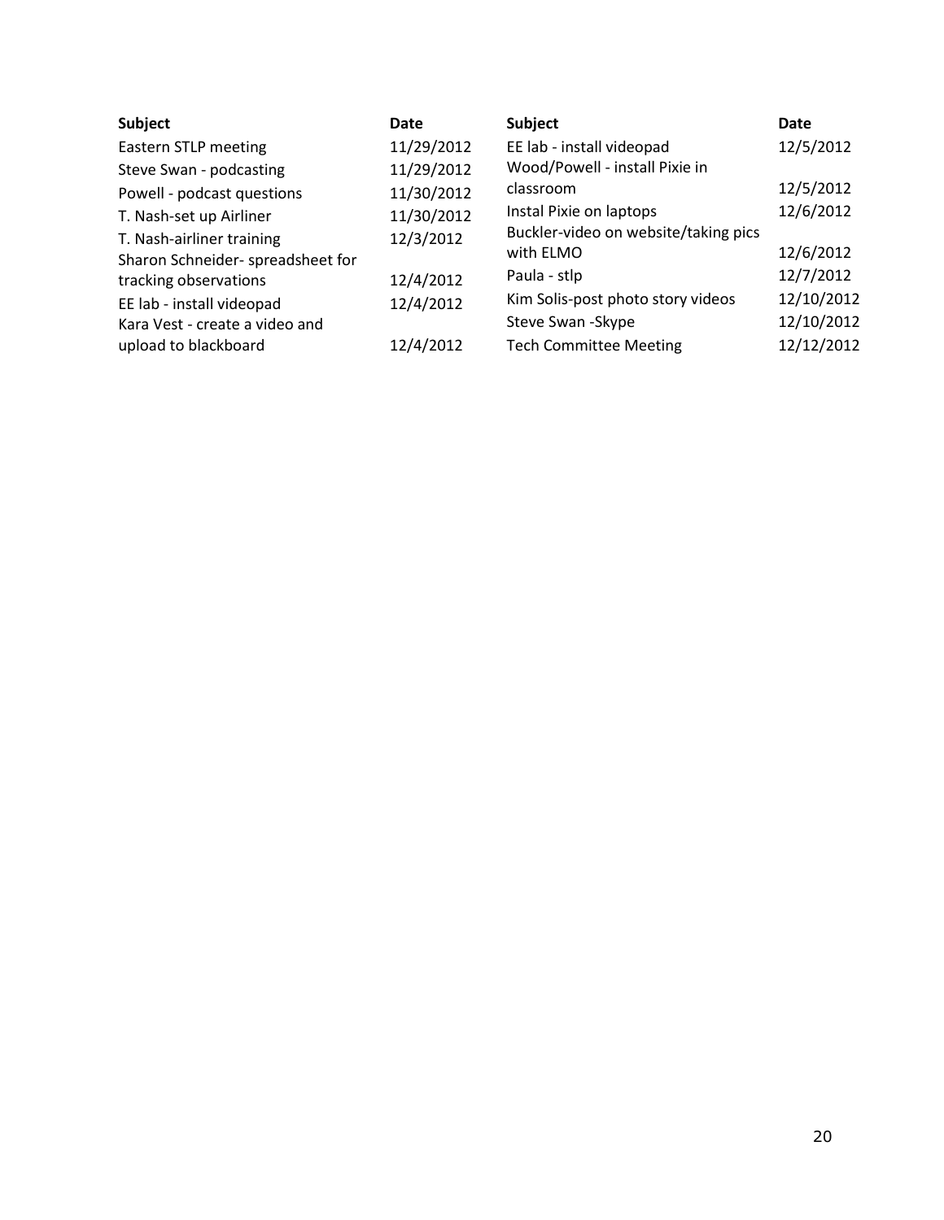| Subject | Date |
|---|---|
| Eastern STLP meeting | 11/29/2012 |
| Steve Swan - podcasting | 11/29/2012 |
| Powell - podcast questions | 11/30/2012 |
| T. Nash-set up Airliner | 11/30/2012 |
| T. Nash-airliner training | 12/3/2012 |
| Sharon Schneider- spreadsheet for tracking observations | 12/4/2012 |
| EE lab - install videopad | 12/4/2012 |
| Kara Vest - create a video and upload to blackboard | 12/4/2012 |
| EE lab - install videopad | 12/5/2012 |
| Wood/Powell - install Pixie in classroom | 12/5/2012 |
| Instal Pixie on laptops | 12/6/2012 |
| Buckler-video on website/taking pics with ELMO | 12/6/2012 |
| Paula - stlp | 12/7/2012 |
| Kim Solis-post photo story videos | 12/10/2012 |
| Steve Swan -Skype | 12/10/2012 |
| Tech Committee Meeting | 12/12/2012 |